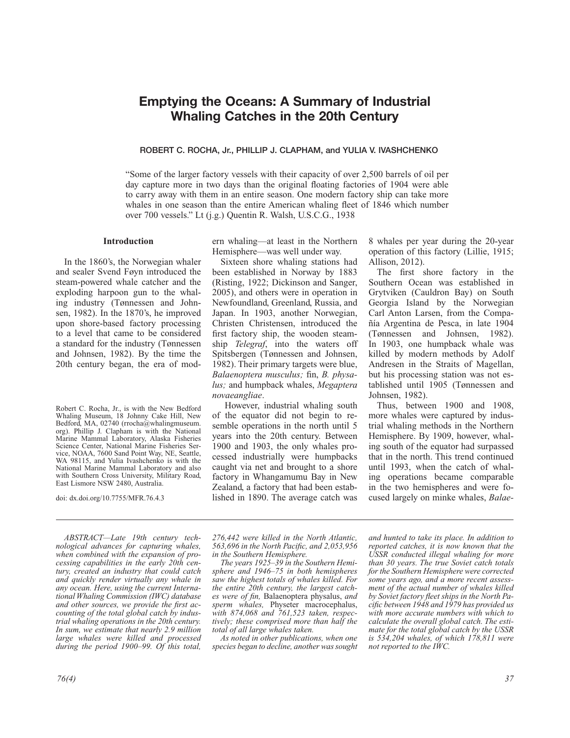# Emptying the Oceans: A Summary of Industrial Whaling Catches in the 20th Century

ROBERT C. ROCHA, Jr., PHILLIP J. CLAPHAM, and YULIA V. IVASHCHENKO

"Some of the larger factory vessels with their capacity of over 2,500 barrels of oil per day capture more in two days than the original floating factories of 1904 were able to carry away with them in an entire season. One modern factory ship can take more whales in one season than the entire American whaling fleet of 1846 which number over 700 vessels." Lt (j.g.) Quentin R. Walsh, U.S.C.G., 1938

*ABSTRACT—Late 19th century technological advances for capturing whales, when combined with the expansion of processing capabilities in the early 20th century, created an industry that could catch and quickly render virtually any whale in any ocean. Here, using the current International Whaling Commission (IWC) database and other sources, we provide the first accounting of the total global catch by industrial whaling operations in the 20th century. In sum, we estimate that nearly 2.9 million large whales were killed and processed during the period 1900–99. Of this total, 276,442 were killed in the North Atlantic, 563,696 in the North Pacific, and 2,053,956 in the Southern Hemisphere.*

*The years 1925–39 in the Southern Hemisphere and 1946–75 in both hemispheres saw the highest totals of whales killed. For the entire 20th century, the largest catches were of fin,* Balaenoptera physalus, *and sperm whales,* Physeter macrocephalus, *with 874,068 and 761,523 taken, respectively; these comprised more than half the total of all large whales taken.*

*As noted in other publications, when one species began to decline, another was sought and hunted to take its place. In addition to reported catches, it is now known that the USSR conducted illegal whaling for more than 30 years. The true Soviet catch totals for the Southern Hemisphere were corrected some years ago, and a more recent assessment of the actual number of whales killed by Soviet factory fleet ships in the North Pacific between 1948 and 1979 has provided us with more accurate numbers with which to calculate the overall global catch. The estimate for the total global catch by the USSR is 534,204 whales, of which 178,811 were not reported to the IWC.*

Robert C. Rocha, Jr., is with the New Bedford Whaling Museum, 18 Johnny Cake Hill, New Bedford, MA, 02740 (rrocha@whalingmuseum.org). Phillip J. Clapham is with the National Marine Mammal Laboratory, Alaska Fisheries Science Center, National Marine Fisheries Service, NOAA, 7600 Sand Point Way, NE, Seattle, WA 98115, and Yulia Ivashchenko is with the National Marine Mammal Laboratory and also with Southern Cross University, Military Road, East Lismore NSW 2480, Australia.

doi: dx.doi.org/10.7755/MFR.76.4.3

## Introduction

In the 1860's, the Norwegian whaler and sealer Svend Føyn introduced the steam-powered whale catcher and the exploding harpoon gun to the whaling industry (Tønnessen and Johnsen, 1982). In the 1870's, he improved upon shore-based factory processing to a level that came to be considered a standard for the industry (Tønnessen and Johnsen, 1982). By the time the 20th century began, the era of modern whaling—at least in the Northern Hemisphere—was well under way.

Sixteen shore whaling stations had been established in Norway by 1883 (Risting, 1922; Dickinson and Sanger, 2005), and others were in operation in Newfoundland, Greenland, Russia, and Japan. In 1903, another Norwegian, Christen Christensen, introduced the first factory ship, the wooden steamship *Telegraf*, into the waters off Spitsbergen (Tønnessen and Johnsen, 1982). Their primary targets were blue, *Balaenoptera musculus;* fin, *B. physalus;* and humpback whales, *Megaptera novaeangliae*.

However, industrial whaling south of the equator did not begin to resemble operations in the north until 5 years into the 20th century. Between 1900 and 1903, the only whales processed industrially were humpbacks caught via net and brought to a shore factory in Whangamumu Bay in New Zealand, a factory that had been established in 1890. The average catch was 8 whales per year during the 20-year operation of this factory (Lillie, 1915; Allison, 2012).

The first shore factory in the Southern Ocean was established in Grytviken (Cauldron Bay) on South Georgia Island by the Norwegian Carl Anton Larsen, from the Compañía Argentina de Pesca, in late 1904 (Tønnessen and Johnsen, 1982). In 1903, one humpback whale was killed by modern methods by Adolf Andresen in the Straits of Magellan, but his processing station was not established until 1905 (Tønnessen and Johnsen, 1982).

Thus, between 1900 and 1908, more whales were captured by industrial whaling methods in the Northern Hemisphere. By 1909, however, whaling south of the equator had surpassed that in the north. This trend continued until 1993, when the catch of whaling operations became comparable in the two hemispheres and were focused largely on minke whales, *Balae-*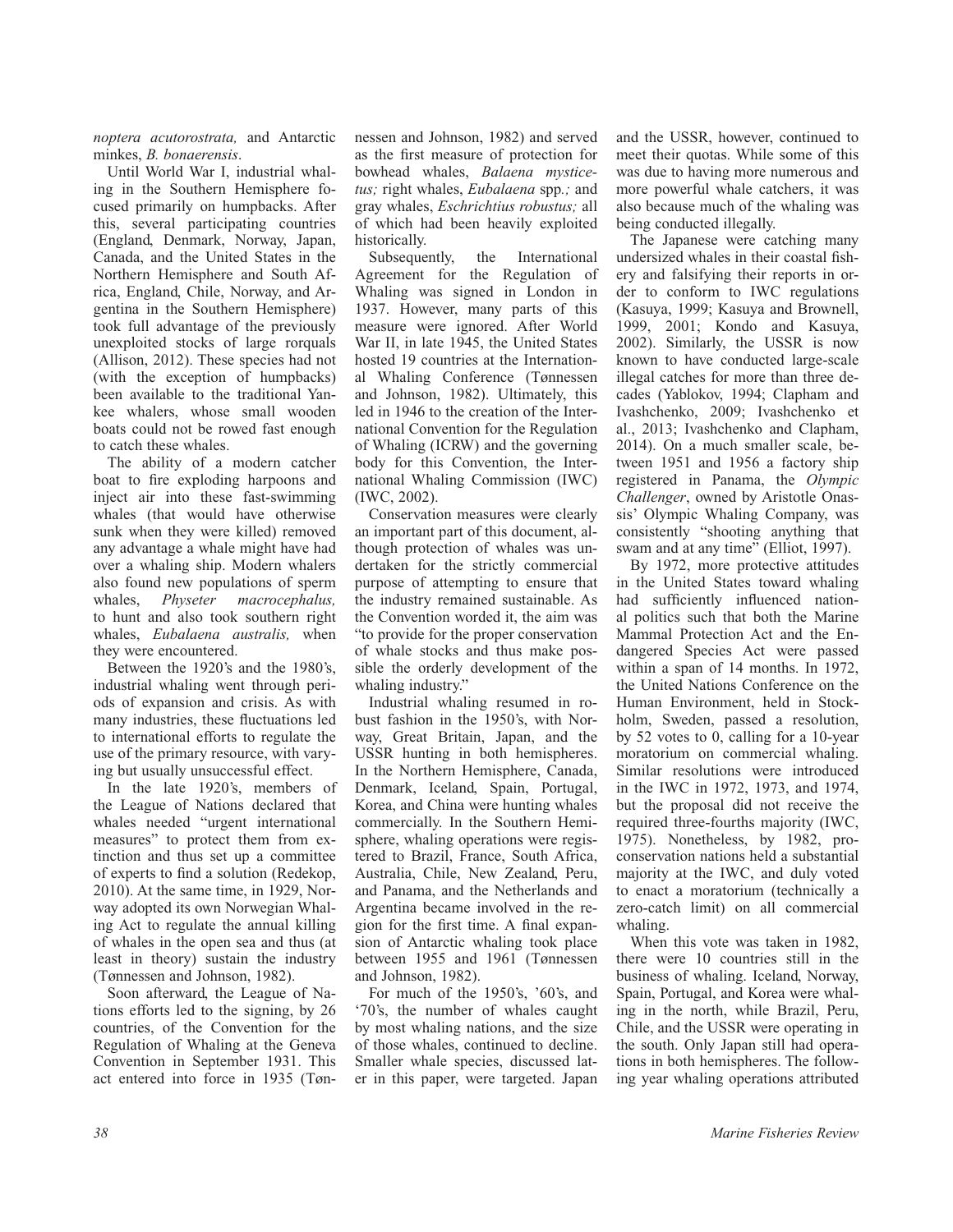*noptera acutorostrata,* and Antarctic minkes, *B. bonaerensis*.

Until World War I, industrial whaling in the Southern Hemisphere focused primarily on humpbacks. After this, several participating countries (England, Denmark, Norway, Japan, Canada, and the United States in the Northern Hemisphere and South Africa, England, Chile, Norway, and Argentina in the Southern Hemisphere) took full advantage of the previously unexploited stocks of large rorquals (Allison, 2012). These species had not (with the exception of humpbacks) been available to the traditional Yankee whalers, whose small wooden boats could not be rowed fast enough to catch these whales.

The ability of a modern catcher boat to fire exploding harpoons and inject air into these fast-swimming whales (that would have otherwise sunk when they were killed) removed any advantage a whale might have had over a whaling ship. Modern whalers also found new populations of sperm whales, *Physeter macrocephalus,* to hunt and also took southern right whales, *Eubalaena australis,* when they were encountered.

Between the 1920's and the 1980's, industrial whaling went through periods of expansion and crisis. As with many industries, these fluctuations led to international efforts to regulate the use of the primary resource, with varying but usually unsuccessful effect.

In the late 1920's, members of the League of Nations declared that whales needed "urgent international measures" to protect them from extinction and thus set up a committee of experts to find a solution (Redekop, 2010). At the same time, in 1929, Norway adopted its own Norwegian Whaling Act to regulate the annual killing of whales in the open sea and thus (at least in theory) sustain the industry (Tønnessen and Johnson, 1982).

Soon afterward, the League of Nations efforts led to the signing, by 26 countries, of the Convention for the Regulation of Whaling at the Geneva Convention in September 1931. This act entered into force in 1935 (Tønnessen and Johnson, 1982) and served as the first measure of protection for bowhead whales, *Balaena mysticetus;* right whales, *Eubalaena* spp.*;* and gray whales, *Eschrichtius robustus;* all of which had been heavily exploited historically.

Subsequently, the International Agreement for the Regulation of Whaling was signed in London in 1937. However, many parts of this measure were ignored. After World War II, in late 1945, the United States hosted 19 countries at the International Whaling Conference (Tønnessen and Johnson, 1982). Ultimately, this led in 1946 to the creation of the International Convention for the Regulation of Whaling (ICRW) and the governing body for this Convention, the International Whaling Commission (IWC) (IWC, 2002).

Conservation measures were clearly an important part of this document, although protection of whales was undertaken for the strictly commercial purpose of attempting to ensure that the industry remained sustainable. As the Convention worded it, the aim was "to provide for the proper conservation of whale stocks and thus make possible the orderly development of the whaling industry."

Industrial whaling resumed in robust fashion in the 1950's, with Norway, Great Britain, Japan, and the USSR hunting in both hemispheres. In the Northern Hemisphere, Canada, Denmark, Iceland, Spain, Portugal, Korea, and China were hunting whales commercially. In the Southern Hemisphere, whaling operations were registered to Brazil, France, South Africa, Australia, Chile, New Zealand, Peru, and Panama, and the Netherlands and Argentina became involved in the region for the first time. A final expansion of Antarctic whaling took place between 1955 and 1961 (Tønnessen and Johnson, 1982).

For much of the 1950's, '60's, and '70's, the number of whales caught by most whaling nations, and the size of those whales, continued to decline. Smaller whale species, discussed later in this paper, were targeted. Japan and the USSR, however, continued to meet their quotas. While some of this was due to having more numerous and more powerful whale catchers, it was also because much of the whaling was being conducted illegally.

The Japanese were catching many undersized whales in their coastal fishery and falsifying their reports in order to conform to IWC regulations (Kasuya, 1999; Kasuya and Brownell, 1999, 2001; Kondo and Kasuya, 2002). Similarly, the USSR is now known to have conducted large-scale illegal catches for more than three decades (Yablokov, 1994; Clapham and Ivashchenko, 2009; Ivashchenko et al., 2013; Ivashchenko and Clapham, 2014). On a much smaller scale, between 1951 and 1956 a factory ship registered in Panama, the *Olympic Challenger*, owned by Aristotle Onassis' Olympic Whaling Company, was consistently "shooting anything that swam and at any time" (Elliot, 1997).

By 1972, more protective attitudes in the United States toward whaling had sufficiently influenced national politics such that both the Marine Mammal Protection Act and the Endangered Species Act were passed within a span of 14 months. In 1972, the United Nations Conference on the Human Environment, held in Stockholm, Sweden, passed a resolution, by 52 votes to 0, calling for a 10-year moratorium on commercial whaling. Similar resolutions were introduced in the IWC in 1972, 1973, and 1974, but the proposal did not receive the required three-fourths majority (IWC, 1975). Nonetheless, by 1982, pro-conservation nations held a substantial majority at the IWC, and duly voted to enact a moratorium (technically a zero-catch limit) on all commercial whaling.

When this vote was taken in 1982, there were 10 countries still in the business of whaling. Iceland, Norway, Spain, Portugal, and Korea were whaling in the north, while Brazil, Peru, Chile, and the USSR were operating in the south. Only Japan still had operations in both hemispheres. The following year whaling operations attributed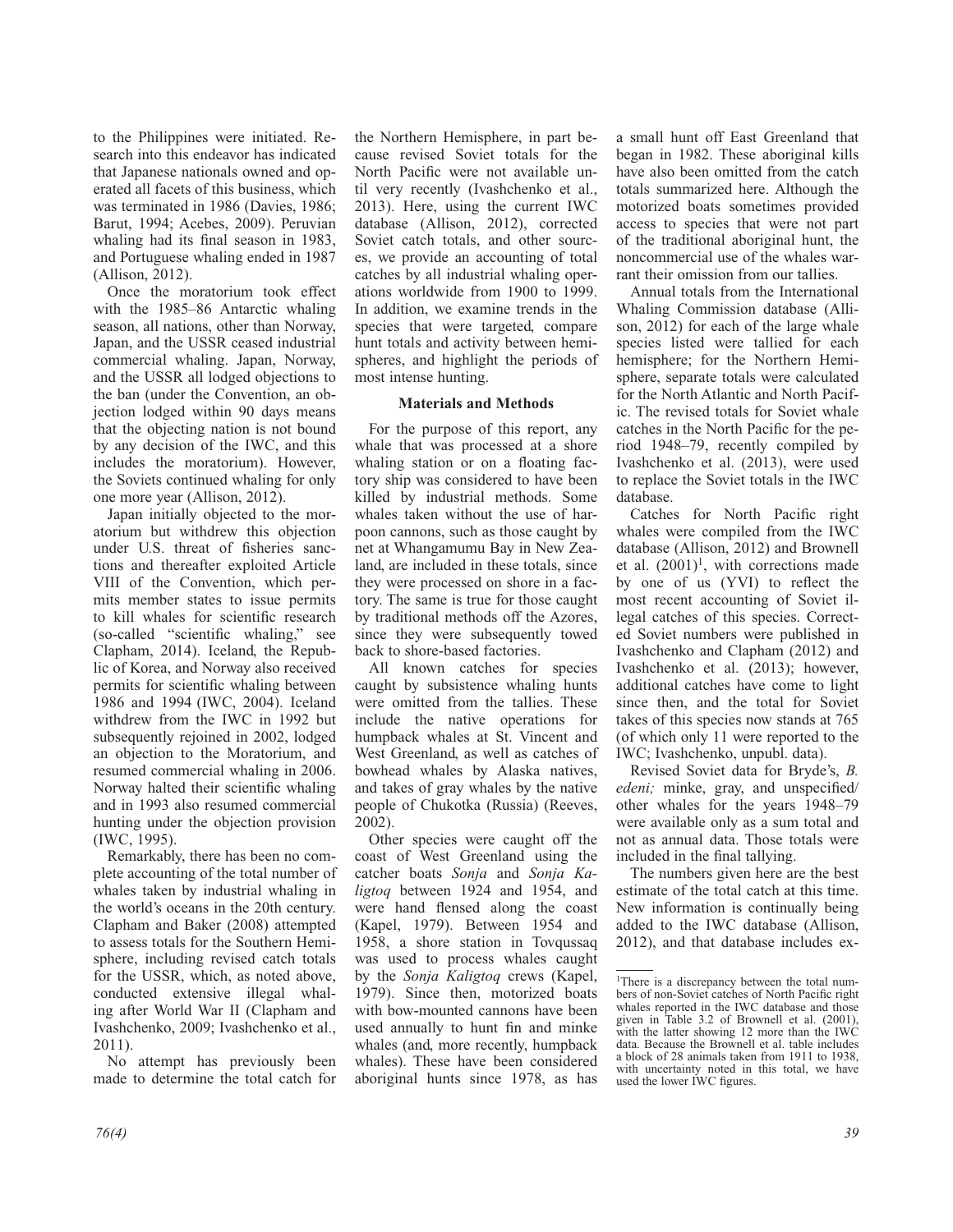to the Philippines were initiated. Research into this endeavor has indicated that Japanese nationals owned and operated all facets of this business, which was terminated in 1986 (Davies, 1986; Barut, 1994; Acebes, 2009). Peruvian whaling had its final season in 1983, and Portuguese whaling ended in 1987 (Allison, 2012).

Once the moratorium took effect with the 1985–86 Antarctic whaling season, all nations, other than Norway, Japan, and the USSR ceased industrial commercial whaling. Japan, Norway, and the USSR all lodged objections to the ban (under the Convention, an objection lodged within 90 days means that the objecting nation is not bound by any decision of the IWC, and this includes the moratorium). However, the Soviets continued whaling for only one more year (Allison, 2012).

Japan initially objected to the moratorium but withdrew this objection under U.S. threat of fisheries sanctions and thereafter exploited Article VIII of the Convention, which permits member states to issue permits to kill whales for scientific research (so-called "scientific whaling," see Clapham, 2014). Iceland, the Republic of Korea, and Norway also received permits for scientific whaling between 1986 and 1994 (IWC, 2004). Iceland withdrew from the IWC in 1992 but subsequently rejoined in 2002, lodged an objection to the Moratorium, and resumed commercial whaling in 2006. Norway halted their scientific whaling and in 1993 also resumed commercial hunting under the objection provision (IWC, 1995).

Remarkably, there has been no complete accounting of the total number of whales taken by industrial whaling in the world's oceans in the 20th century. Clapham and Baker (2008) attempted to assess totals for the Southern Hemisphere, including revised catch totals for the USSR, which, as noted above, conducted extensive illegal whaling after World War II (Clapham and Ivashchenko, 2009; Ivashchenko et al., 2011).

No attempt has previously been made to determine the total catch for the Northern Hemisphere, in part because revised Soviet totals for the North Pacific were not available until very recently (Ivashchenko et al., 2013). Here, using the current IWC database (Allison, 2012), corrected Soviet catch totals, and other sources, we provide an accounting of total catches by all industrial whaling operations worldwide from 1900 to 1999. In addition, we examine trends in the species that were targeted, compare hunt totals and activity between hemispheres, and highlight the periods of most intense hunting.

## Materials and Methods

For the purpose of this report, any whale that was processed at a shore whaling station or on a floating factory ship was considered to have been killed by industrial methods. Some whales taken without the use of harpoon cannons, such as those caught by net at Whangamumu Bay in New Zealand, are included in these totals, since they were processed on shore in a factory. The same is true for those caught by traditional methods off the Azores, since they were subsequently towed back to shore-based factories.

All known catches for species caught by subsistence whaling hunts were omitted from the tallies. These include the native operations for humpback whales at St. Vincent and West Greenland, as well as catches of bowhead whales by Alaska natives, and takes of gray whales by the native people of Chukotka (Russia) (Reeves, 2002).

Other species were caught off the coast of West Greenland using the catcher boats *Sonja* and *Sonja Kaligtoq* between 1924 and 1954, and were hand flensed along the coast (Kapel, 1979). Between 1954 and 1958, a shore station in Tovqussaq was used to process whales caught by the *Sonja Kaligtoq* crews (Kapel, 1979). Since then, motorized boats with bow-mounted cannons have been used annually to hunt fin and minke whales (and, more recently, humpback whales). These have been considered aboriginal hunts since 1978, as has a small hunt off East Greenland that began in 1982. These aboriginal kills have also been omitted from the catch totals summarized here. Although the motorized boats sometimes provided access to species that were not part of the traditional aboriginal hunt, the noncommercial use of the whales warrant their omission from our tallies.

Annual totals from the International Whaling Commission database (Allison, 2012) for each of the large whale species listed were tallied for each hemisphere; for the Northern Hemisphere, separate totals were calculated for the North Atlantic and North Pacific. The revised totals for Soviet whale catches in the North Pacific for the period 1948–79, recently compiled by Ivashchenko et al. (2013), were used to replace the Soviet totals in the IWC database.

Catches for North Pacific right whales were compiled from the IWC database (Allison, 2012) and Brownell et al. (2001)[1], with corrections made by one of us (YVI) to reflect the most recent accounting of Soviet illegal catches of this species. Corrected Soviet numbers were published in Ivashchenko and Clapham (2012) and Ivashchenko et al. (2013); however, additional catches have come to light since then, and the total for Soviet takes of this species now stands at 765 (of which only 11 were reported to the IWC; Ivashchenko, unpubl. data).

Revised Soviet data for Bryde's, *B. edeni;* minke, gray, and unspecified/other whales for the years 1948–79 were available only as a sum total and not as annual data. Those totals were included in the final tallying.

The numbers given here are the best estimate of the total catch at this time. New information is continually being added to the IWC database (Allison, 2012), and that database includes ex-

[1]There is a discrepancy between the total numbers of non-Soviet catches of North Pacific right whales reported in the IWC database and those given in Table 3.2 of Brownell et al. (2001), with the latter showing 12 more than the IWC data. Because the Brownell et al. table includes a block of 28 animals taken from 1911 to 1938, with uncertainty noted in this total, we have used the lower IWC figures.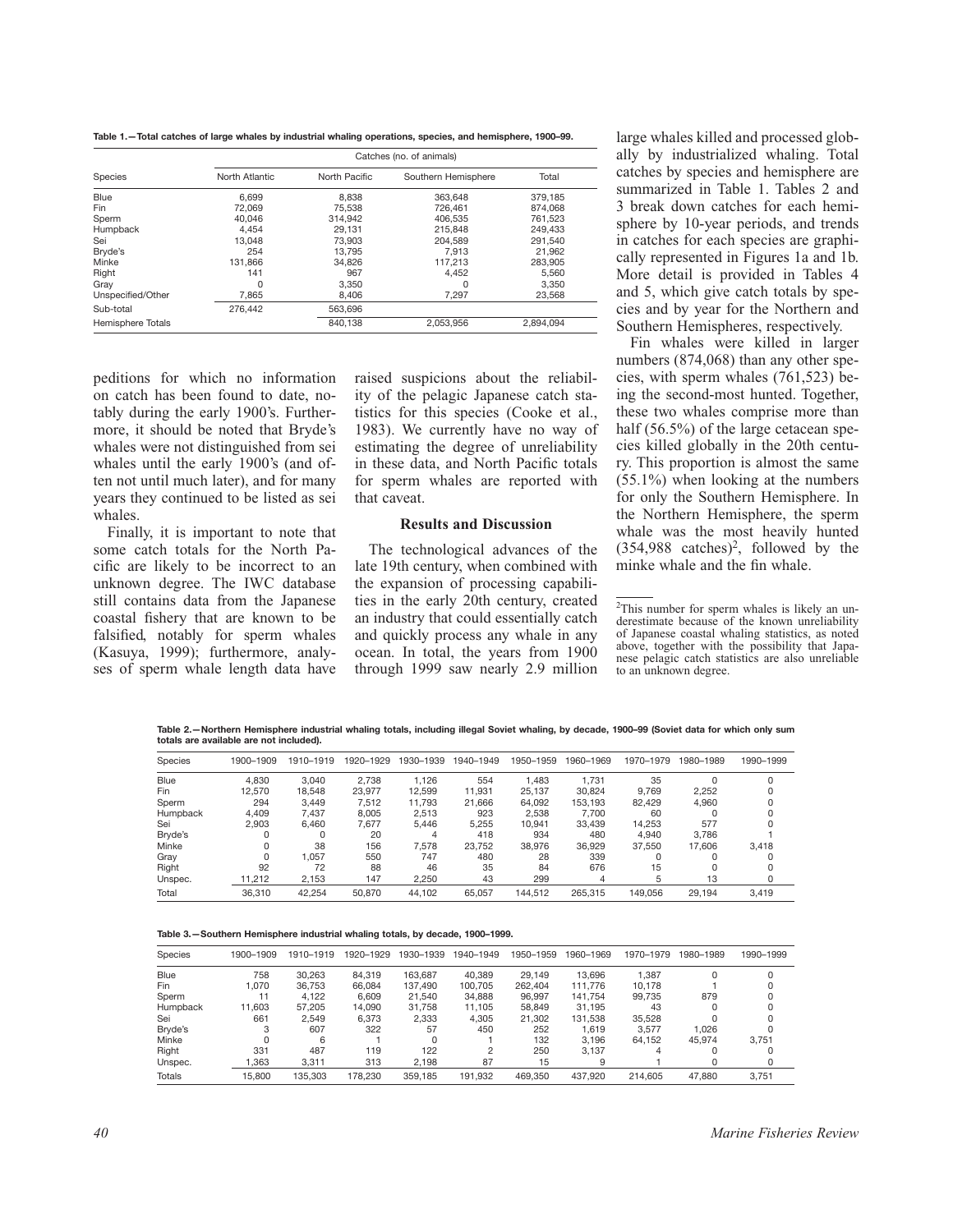**Table 1.—Total catches of large whales by industrial whaling operations, species, and hemisphere, 1900–99.**

| Species | Catches (no. of animals) | | | |
|---|---|---|---|---|
| | North Atlantic | North Pacific | Southern Hemisphere | Total |
| Blue | 6,699 | 8,838 | 363,648 | 379,185 |
| Fin | 72,069 | 75,538 | 726,461 | 874,068 |
| Sperm | 40,046 | 314,942 | 406,535 | 761,523 |
| Humpback | 4,454 | 29,131 | 215,848 | 249,433 |
| Sei | 13,048 | 73,903 | 204,589 | 291,540 |
| Bryde's | 254 | 13,795 | 7,913 | 21,962 |
| Minke | 131,866 | 34,826 | 117,213 | 283,905 |
| Right | 141 | 967 | 4,452 | 5,560 |
| Gray | 0 | 3,350 | 0 | 3,350 |
| Unspecified/Other | 7,865 | 8,406 | 7,297 | 23,568 |
| Sub-total | 276,442 | 563,696 | | |
| Hemisphere Totals | | 840,138 | 2,053,956 | 2,894,094 |

peditions for which no information on catch has been found to date, notably during the early 1900's. Furthermore, it should be noted that Bryde's whales were not distinguished from sei whales until the early 1900's (and often not until much later), and for many years they continued to be listed as sei whales.

Finally, it is important to note that some catch totals for the North Pacific are likely to be incorrect to an unknown degree. The IWC database still contains data from the Japanese coastal fishery that are known to be falsified, notably for sperm whales (Kasuya, 1999); furthermore, analyses of sperm whale length data have raised suspicions about the reliability of the pelagic Japanese catch statistics for this species (Cooke et al., 1983). We currently have no way of estimating the degree of unreliability in these data, and North Pacific totals for sperm whales are reported with that caveat.

## Results and Discussion

The technological advances of the late 19th century, when combined with the expansion of processing capabilities in the early 20th century, created an industry that could essentially catch and quickly process any whale in any ocean. In total, the years from 1900 through 1999 saw nearly 2.9 million large whales killed and processed globally by industrialized whaling. Total catches by species and hemisphere are summarized in Table 1. Tables 2 and 3 break down catches for each hemisphere by 10-year periods, and trends in catches for each species are graphically represented in Figures 1a and 1b. More detail is provided in Tables 4 and 5, which give catch totals by species and by year for the Northern and Southern Hemispheres, respectively.

Fin whales were killed in larger numbers (874,068) than any other species, with sperm whales (761,523) being the second-most hunted. Together, these two whales comprise more than half (56.5%) of the large cetacean species killed globally in the 20th century. This proportion is almost the same (55.1%) when looking at the numbers for only the Southern Hemisphere. In the Northern Hemisphere, the sperm whale was the most heavily hunted (354,988 catches)[2], followed by the minke whale and the fin whale.

[2]This number for sperm whales is likely an underestimate because of the known unreliability of Japanese coastal whaling statistics, as noted above, together with the possibility that Japanese pelagic catch statistics are also unreliable to an unknown degree.

**Table 2.—Northern Hemisphere industrial whaling totals, including illegal Soviet whaling, by decade, 1900–99 (Soviet data for which only sum totals are available are not included).**

| Species | 1900–1909 | 1910–1919 | 1920–1929 | 1930–1939 | 1940–1949 | 1950–1959 | 1960–1969 | 1970–1979 | 1980–1989 | 1990–1999 |
|---|---|---|---|---|---|---|---|---|---|---|
| Blue | 4,830 | 3,040 | 2,738 | 1,126 | 554 | 1,483 | 1,731 | 35 | 0 | 0 |
| Fin | 12,570 | 18,548 | 23,977 | 12,599 | 11,931 | 25,137 | 30,824 | 9,769 | 2,252 | 0 |
| Sperm | 294 | 3,449 | 7,512 | 11,793 | 21,666 | 64,092 | 153,193 | 82,429 | 4,960 | 0 |
| Humpback | 4,409 | 7,437 | 8,005 | 2,513 | 923 | 2,538 | 7,700 | 60 | 0 | 0 |
| Sei | 2,903 | 6,460 | 7,677 | 5,446 | 5,255 | 10,941 | 33,439 | 14,253 | 577 | 0 |
| Bryde's | 0 | 0 | 20 | 4 | 418 | 934 | 480 | 4,940 | 3,786 | 1 |
| Minke | 0 | 38 | 156 | 7,578 | 23,752 | 38,976 | 36,929 | 37,550 | 17,606 | 3,418 |
| Gray | 0 | 1,057 | 550 | 747 | 480 | 28 | 339 | 0 | 0 | 0 |
| Right | 92 | 72 | 88 | 46 | 35 | 84 | 676 | 15 | 0 | 0 |
| Unspec. | 11,212 | 2,153 | 147 | 2,250 | 43 | 299 | 4 | 5 | 13 | 0 |
| Total | 36,310 | 42,254 | 50,870 | 44,102 | 65,057 | 144,512 | 265,315 | 149,056 | 29,194 | 3,419 |

**Table 3.—Southern Hemisphere industrial whaling totals, by decade, 1900–1999.**

| Species | 1900–1909 | 1910–1919 | 1920–1929 | 1930–1939 | 1940–1949 | 1950–1959 | 1960–1969 | 1970–1979 | 1980–1989 | 1990–1999 |
|---|---|---|---|---|---|---|---|---|---|---|
| Blue | 758 | 30,263 | 84,319 | 163,687 | 40,389 | 29,149 | 13,696 | 1,387 | 0 | 0 |
| Fin | 1,070 | 36,753 | 66,084 | 137,490 | 100,705 | 262,404 | 111,776 | 10,178 | 1 | 0 |
| Sperm | 11 | 4,122 | 6,609 | 21,540 | 34,888 | 96,997 | 141,754 | 99,735 | 879 | 0 |
| Humpback | 11,603 | 57,205 | 14,090 | 31,758 | 11,105 | 58,849 | 31,195 | 43 | 0 | 0 |
| Sei | 661 | 2,549 | 6,373 | 2,333 | 4,305 | 21,302 | 131,538 | 35,528 | 0 | 0 |
| Bryde's | 3 | 607 | 322 | 57 | 450 | 252 | 1,619 | 3,577 | 1,026 | 0 |
| Minke | 0 | 6 | 1 | 0 | 1 | 132 | 3,196 | 64,152 | 45,974 | 3,751 |
| Right | 331 | 487 | 119 | 122 | 2 | 250 | 3,137 | 4 | 0 | 0 |
| Unspec. | 1,363 | 3,311 | 313 | 2,198 | 87 | 15 | 9 | 1 | 0 | 0 |
| Totals | 15,800 | 135,303 | 178,230 | 359,185 | 191,932 | 469,350 | 437,920 | 214,605 | 47,880 | 3,751 |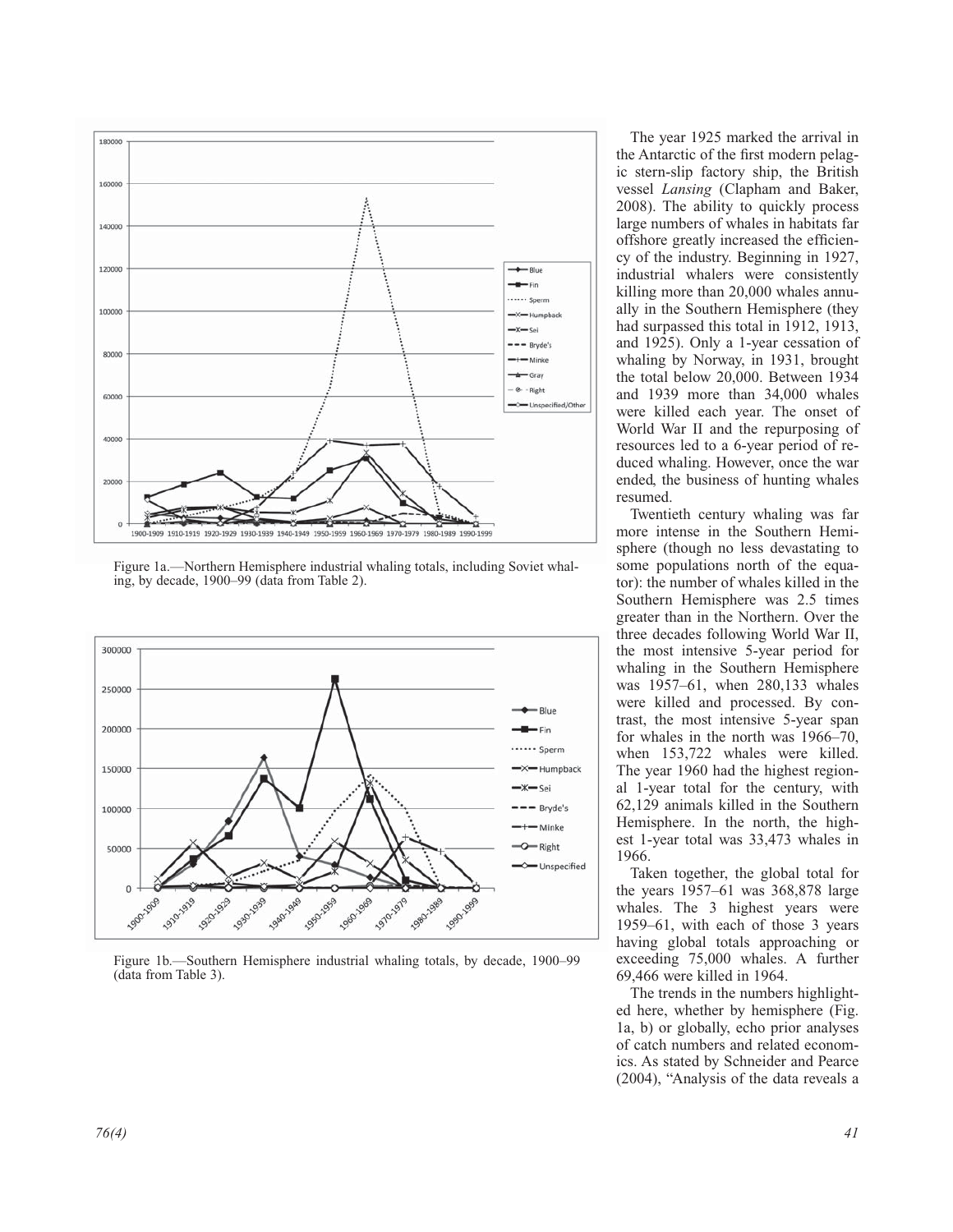Figure 1a.—Northern Hemisphere industrial whaling totals, including Soviet whaling, by decade, 1900–99 (data from Table 2).

Figure 1b.—Southern Hemisphere industrial whaling totals, by decade, 1900–99 (data from Table 3).

The year 1925 marked the arrival in the Antarctic of the first modern pelagic stern-slip factory ship, the British vessel *Lansing* (Clapham and Baker, 2008). The ability to quickly process large numbers of whales in habitats far offshore greatly increased the efficiency of the industry. Beginning in 1927, industrial whalers were consistently killing more than 20,000 whales annually in the Southern Hemisphere (they had surpassed this total in 1912, 1913, and 1925). Only a 1-year cessation of whaling by Norway, in 1931, brought the total below 20,000. Between 1934 and 1939 more than 34,000 whales were killed each year. The onset of World War II and the repurposing of resources led to a 6-year period of reduced whaling. However, once the war ended, the business of hunting whales resumed.

Twentieth century whaling was far more intense in the Southern Hemisphere (though no less devastating to some populations north of the equator): the number of whales killed in the Southern Hemisphere was 2.5 times greater than in the Northern. Over the three decades following World War II, the most intensive 5-year period for whaling in the Southern Hemisphere was 1957–61, when 280,133 whales were killed and processed. By contrast, the most intensive 5-year span for whales in the north was 1966–70, when 153,722 whales were killed. The year 1960 had the highest regional 1-year total for the century, with 62,129 animals killed in the Southern Hemisphere. In the north, the highest 1-year total was 33,473 whales in 1966.

Taken together, the global total for the years 1957–61 was 368,878 large whales. The 3 highest years were 1959–61, with each of those 3 years having global totals approaching or exceeding 75,000 whales. A further 69,466 were killed in 1964.

The trends in the numbers highlighted here, whether by hemisphere (Fig. 1a, b) or globally, echo prior analyses of catch numbers and related economics. As stated by Schneider and Pearce (2004), "Analysis of the data reveals a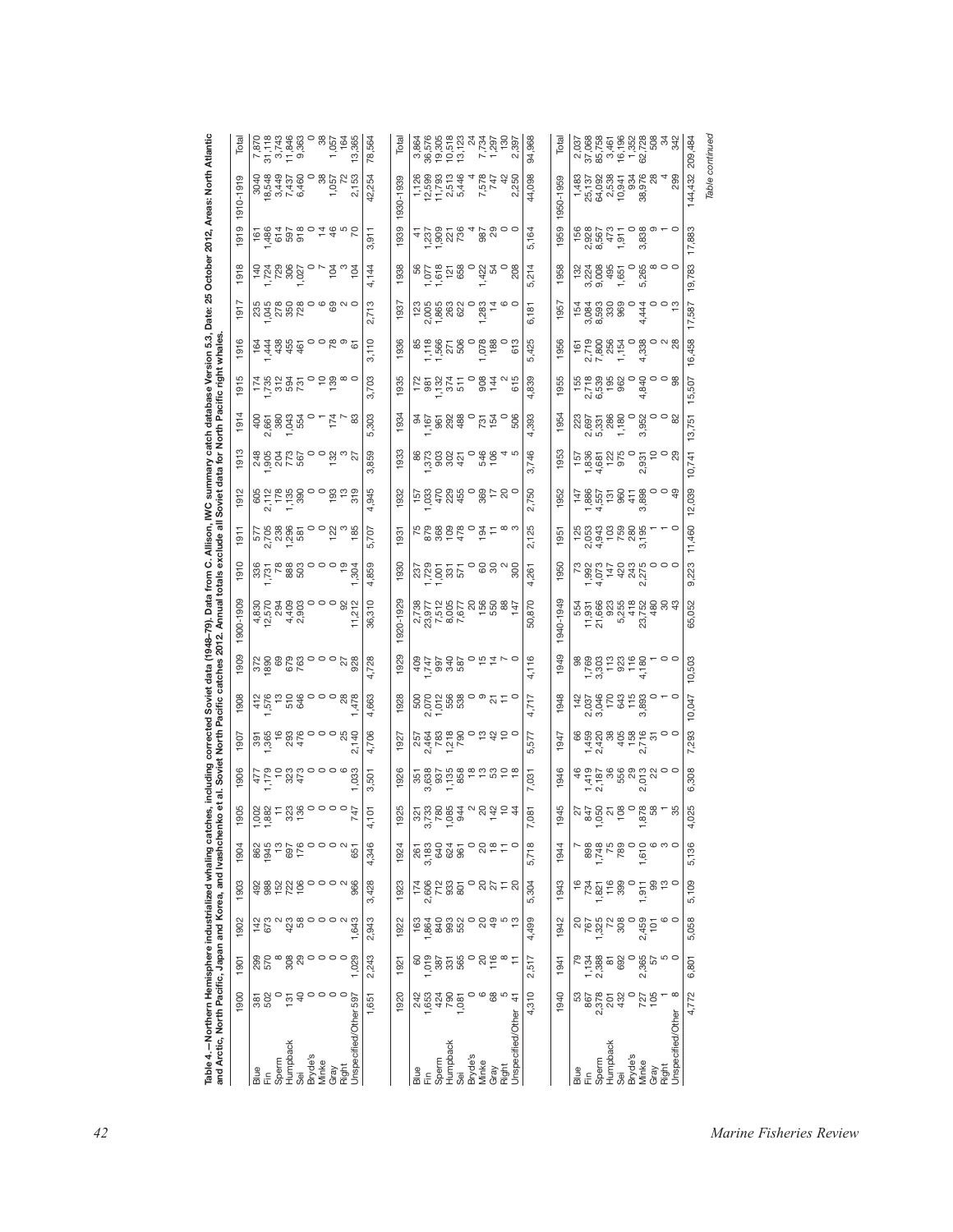**Table 4.—Northern Hemisphere industrialized whaling catches, including corrected Soviet data (1948–79). Data from C. Allison, IWC summary catch database Version 5.3, Date: 25 October 2012, Areas: North Atlantic and Arctic, North Pacific, Japan and Korea, and Ivashchenko et al. Soviet North Pacific catches 2012. Annual totals exclude all Soviet data for North Pacific right whales.**

| | 1900 | 1901 | 1902 | 1903 | 1904 | 1905 | 1906 | 1907 | 1908 | 1909 | 1900-1909 | 1910 | 1911 | 1912 | 1913 | 1914 | 1915 | 1916 | 1917 | 1918 | 1919 | 1910-1919 | Total |
|---|---|---|---|---|---|---|---|---|---|---|---|---|---|---|---|---|---|---|---|---|---|---|---|
| Blue | 381 | 299 | 142 | 492 | 862 | 1,002 | 477 | 391 | 412 | 372 | 4,830 | 336 | 577 | 605 | 248 | 400 | 174 | 164 | 235 | 140 | 161 | 3040 | 7,870 |
| Fin | 502 | 570 | 673 | 988 | 1945 | 1,882 | 1,179 | 1,365 | 1,576 | 1890 | 12,570 | 1,731 | 2,705 | 2,112 | 1,905 | 2,661 | 1,735 | 1,444 | 1,045 | 1,724 | 1,486 | 18,548 | 31,118 |
| Sperm | 0 | 8 | 2 | 152 | 13 | 11 | 10 | 16 | 13 | 69 | 294 | 78 | 238 | 178 | 204 | 380 | 312 | 438 | 278 | 729 | 614 | 3,449 | 3,743 |
| Humpback | 131 | 308 | 423 | 722 | 697 | 323 | 323 | 293 | 510 | 679 | 4,409 | 888 | 1,296 | 1,135 | 773 | 1,043 | 594 | 455 | 350 | 306 | 597 | 7,437 | 11,846 |
| Sei | 40 | 29 | 58 | 106 | 176 | 136 | 473 | 476 | 646 | 763 | 2,903 | 503 | 581 | 390 | 567 | 554 | 731 | 461 | 728 | 1,027 | 918 | 6,460 | 9,363 |
| Bryde's | 0 | 0 | 0 | 0 | 0 | 0 | 0 | 0 | 0 | 0 | 0 | 0 | 0 | 0 | 0 | 0 | 0 | 0 | 0 | 0 | 0 | 0 | 0 |
| Minke | 0 | 0 | 0 | 0 | 0 | 0 | 0 | 0 | 0 | 0 | 0 | 0 | 0 | 0 | 0 | 1 | 10 | 0 | 0 | 7 | 14 | 38 | 38 |
| Gray | 0 | 0 | 0 | 0 | 0 | 0 | 0 | 0 | 0 | 0 | 0 | 0 | 122 | 193 | 132 | 174 | 139 | 78 | 69 | 104 | 46 | 1,057 | 1,057 |
| Right | 0 | 0 | 2 | 2 | 2 | 0 | 6 | 25 | 28 | 27 | 92 | 19 | 3 | 13 | 3 | 7 | 8 | 9 | 2 | 3 | 5 | 72 | 164 |
| Unspecified/Other | 597 | 1,029 | 1,643 | 966 | 651 | 747 | 1,033 | 2,140 | 1,478 | 928 | 11,212 | 1,304 | 185 | 319 | 27 | 83 | 0 | 61 | 0 | 104 | 70 | 2,153 | 13,365 |
| | 1,651 | 2,243 | 2,943 | 3,428 | 4,346 | 4,101 | 3,501 | 4,706 | 4,663 | 4,728 | 36,310 | 4,859 | 5,707 | 4,945 | 3,859 | 5,303 | 3,703 | 3,110 | 2,713 | 4,144 | 3,911 | 42,254 | 78,564 |

| | 1920 | 1921 | 1922 | 1923 | 1924 | 1925 | 1926 | 1927 | 1928 | 1929 | 1920-1929 | 1930 | 1931 | 1932 | 1933 | 1934 | 1935 | 1936 | 1937 | 1938 | 1939 | 1930-1939 | Total |
|---|---|---|---|---|---|---|---|---|---|---|---|---|---|---|---|---|---|---|---|---|---|---|---|
| Blue | 242 | 60 | 163 | 174 | 261 | 321 | 351 | 257 | 500 | 409 | 2,738 | 237 | 75 | 157 | 86 | 94 | 172 | 85 | 123 | 56 | 41 | 1,126 | 3,864 |
| Fin | 1,653 | 1,019 | 1,864 | 2,606 | 3,183 | 3,733 | 3,638 | 2,464 | 2,070 | 1,747 | 23,977 | 1,729 | 879 | 1,033 | 1,373 | 1,167 | 981 | 1,118 | 2,005 | 1,077 | 1,237 | 12,599 | 36,576 |
| Sperm | 424 | 387 | 840 | 712 | 640 | 780 | 937 | 783 | 1,012 | 997 | 7,512 | 1,001 | 368 | 470 | 903 | 961 | 1,132 | 1,566 | 1,865 | 1,618 | 1,909 | 11,793 | 19,305 |
| Humpback | 790 | 331 | 993 | 933 | 624 | 1,085 | 1,135 | 1,218 | 556 | 340 | 8,005 | 331 | 109 | 229 | 302 | 292 | 374 | 271 | 263 | 121 | 221 | 2,513 | 10,518 |
| Sei | 1,081 | 565 | 552 | 801 | 961 | 944 | 858 | 790 | 538 | 587 | 7,677 | 571 | 478 | 455 | 421 | 488 | 511 | 506 | 622 | 658 | 736 | 5,446 | 13,123 |
| Bryde's | 0 | 0 | 0 | 0 | 0 | 2 | 18 | 0 | 0 | 0 | 20 | 0 | 0 | 0 | 0 | 0 | 0 | 0 | 0 | 0 | 4 | 4 | 24 |
| Minke | 6 | 20 | 20 | 20 | 20 | 20 | 13 | 13 | 9 | 15 | 156 | 60 | 194 | 369 | 546 | 731 | 909 | 1,078 | 1,283 | 1,422 | 987 | 7,578 | 7,734 |
| Gray | 68 | 116 | 49 | 27 | 18 | 142 | 53 | 42 | 21 | 14 | 550 | 30 | 11 | 17 | 106 | 154 | 144 | 188 | 14 | 54 | 29 | 747 | 1,297 |
| Right | 5 | 8 | 5 | 11 | 11 | 10 | 10 | 10 | 11 | 7 | 88 | 2 | 8 | 20 | 4 | 0 | 2 | 0 | 6 | 0 | 0 | 42 | 130 |
| Unspecified/Other | 41 | 11 | 13 | 20 | 0 | 44 | 18 | 0 | 0 | 0 | 147 | 300 | 3 | 0 | 5 | 506 | 615 | 613 | 0 | 208 | 0 | 2,250 | 2,397 |
| | 4,310 | 2,517 | 4,499 | 5,304 | 5,718 | 7,081 | 7,031 | 5,577 | 4,717 | 4,116 | 50,870 | 4,261 | 2,125 | 2,750 | 3,746 | 4,393 | 4,839 | 5,425 | 6,181 | 5,214 | 5,164 | 44,098 | 94,968 |

| | 1940 | 1941 | 1942 | 1943 | 1944 | 1945 | 1946 | 1947 | 1948 | 1949 | 1940-1949 | 1950 | 1951 | 1952 | 1953 | 1954 | 1955 | 1956 | 1957 | 1958 | 1959 | 1950-1959 | Total |
|---|---|---|---|---|---|---|---|---|---|---|---|---|---|---|---|---|---|---|---|---|---|---|---|
| Blue | 53 | 79 | 20 | 16 | 7 | 27 | 46 | 66 | 142 | 98 | 554 | 73 | 125 | 147 | 157 | 223 | 155 | 161 | 154 | 132 | 156 | 1,483 | 2,037 |
| Fin | 867 | 1,134 | 767 | 734 | 898 | 847 | 1,419 | 1,459 | 2,037 | 1,769 | 11,931 | 1,992 | 2,053 | 1,886 | 1,836 | 2,697 | 2,718 | 2,719 | 3,084 | 3,224 | 2,928 | 25,137 | 37,068 |
| Sperm | 2,378 | 2,388 | 1,325 | 1,821 | 1,748 | 1,050 | 2,187 | 2,420 | 3,046 | 3,303 | 21,666 | 4,073 | 4,943 | 4,557 | 4,681 | 5,331 | 6,539 | 7,800 | 8,593 | 9,008 | 8,567 | 64,092 | 85,758 |
| Humpback | 201 | 81 | 72 | 116 | 75 | 21 | 36 | 38 | 170 | 113 | 923 | 147 | 103 | 131 | 122 | 286 | 195 | 256 | 330 | 495 | 473 | 2,538 | 3,461 |
| Sei | 432 | 692 | 308 | 399 | 789 | 108 | 556 | 405 | 643 | 923 | 5,255 | 420 | 759 | 960 | 975 | 1,180 | 962 | 1,154 | 969 | 1,651 | 1,911 | 10,941 | 16,196 |
| Bryde's | 0 | 0 | 0 | 0 | 0 | 0 | 29 | 158 | 115 | 116 | 418 | 243 | 280 | 411 | 0 | 0 | 0 | 0 | 0 | 0 | 0 | 934 | 1,352 |
| Minke | 727 | 2,365 | 2,459 | 1,911 | 1,610 | 1,878 | 2,013 | 2,716 | 3,893 | 4,180 | 23,752 | 2,275 | 3,195 | 3,898 | 2,931 | 3,952 | 4,840 | 4,338 | 4,444 | 5,265 | 3,838 | 38,976 | 62,728 |
| Gray | 105 | 57 | 101 | 99 | 6 | 58 | 22 | 31 | 0 | 1 | 480 | 0 | 1 | 0 | 10 | 0 | 0 | 0 | 0 | 8 | 9 | 28 | 508 |
| Right | 1 | 5 | 6 | 13 | 3 | 1 | 0 | 0 | 1 | 0 | 30 | 0 | 1 | 0 | 0 | 0 | 0 | 2 | 0 | 0 | 1 | 4 | 34 |
| Unspecified/Other | 8 | 0 | 0 | 0 | 0 | 35 | 0 | 0 | 0 | 0 | 43 | 0 | 0 | 49 | 29 | 82 | 98 | 28 | 13 | 0 | 0 | 299 | 342 |
| | 4,772 | 6,801 | 5,058 | 5,109 | 5,136 | 4,025 | 6,308 | 7,293 | 10,047 | 10,503 | 65,052 | 9,223 | 11,460 | 12,039 | 10,741 | 13,751 | 15,507 | 16,458 | 17,587 | 19,783 | 17,883 | 144,432 | 209,484 |

*Table continued*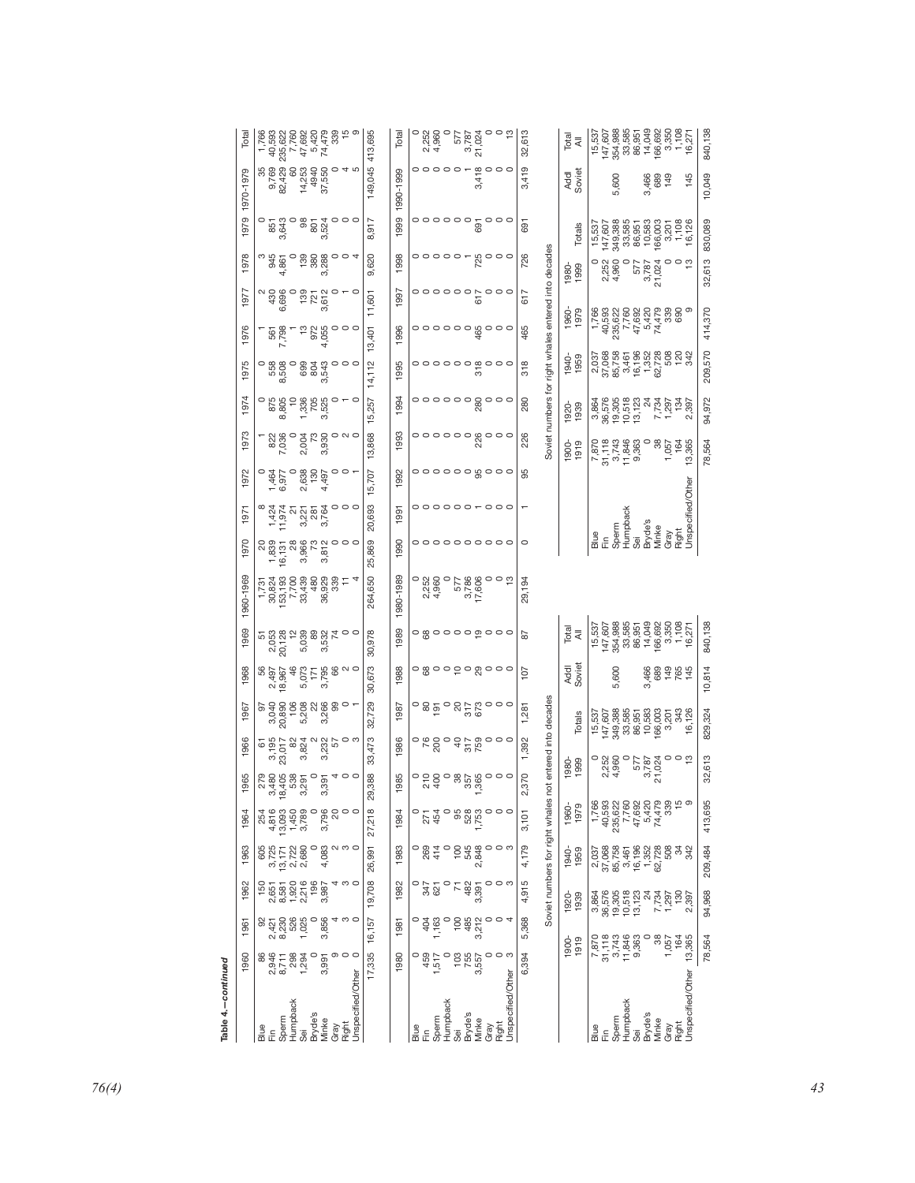**Table 4.—continued**

| | 1960 | 1961 | 1962 | 1963 | 1964 | 1965 | 1966 | 1967 | 1968 | 1969 | 1960-1969 | 1970 | 1971 | 1972 | 1973 | 1974 | 1975 | 1976 | 1977 | 1978 | 1979 | 1970-1979 | Total |
|---|---|---|---|---|---|---|---|---|---|---|---|---|---|---|---|---|---|---|---|---|---|---|---|
| Blue | 86 | 92 | 150 | 605 | 254 | 279 | 61 | 97 | 56 | 51 | 1,731 | 20 | 8 | 0 | 1 | 0 | 0 | 1 | 2 | 3 | 0 | 35 | 1,766 |
| Fin | 2,946 | 2,421 | 2,651 | 3,725 | 4,816 | 3,480 | 3,195 | 3,040 | 2,497 | 2,053 | 30,824 | 1,839 | 1,424 | 1,464 | 822 | 875 | 558 | 561 | 430 | 945 | 851 | 9,769 | 40,593 |
| Sperm | 8,711 | 8,230 | 8,581 | 13,171 | 13,093 | 18,405 | 23,017 | 20,890 | 18,967 | 20,128 | 153,193 | 16,131 | 11,974 | 6,977 | 7,036 | 8,805 | 8,508 | 7,798 | 6,696 | 4,861 | 3,643 | 82,429 | 235,622 |
| Humpback | 298 | 526 | 1,920 | 2,722 | 1,450 | 538 | 82 | 106 | 46 | 12 | 7,700 | 28 | 21 | 0 | 0 | 10 | 0 | 1 | 0 | 0 | 0 | 60 | 7,760 |
| Sei | 1,294 | 1,025 | 2,216 | 2,680 | 3,789 | 3,291 | 3,824 | 5,208 | 5,073 | 5,039 | 33,439 | 3,966 | 3,221 | 2,638 | 2,004 | 1,336 | 699 | 13 | 139 | 139 | 98 | 14,253 | 47,692 |
| Bryde's | 0 | 0 | 196 | 0 | 0 | 0 | 2 | 22 | 171 | 89 | 480 | 73 | 281 | 130 | 73 | 705 | 804 | 972 | 721 | 380 | 801 | 4940 | 5,420 |
| Minke | 3,991 | 3,856 | 3,987 | 4,083 | 3,796 | 3,391 | 3,232 | 3,266 | 3,795 | 3,532 | 36,929 | 3,812 | 3,764 | 4,497 | 3,930 | 3,525 | 3,543 | 4,055 | 3,612 | 3,288 | 3,524 | 37,550 | 74,479 |
| Gray | 9 | 4 | 4 | 2 | 20 | 4 | 57 | 99 | 66 | 74 | 339 | 0 | 0 | 0 | 0 | 0 | 0 | 0 | 0 | 0 | 0 | 0 | 339 |
| Right | 0 | 3 | 3 | 3 | 0 | 0 | 0 | 0 | 2 | 0 | 11 | 0 | 0 | 0 | 2 | 1 | 0 | 0 | 1 | 0 | 0 | 4 | 15 |
| Unspecified/Other | 0 | 0 | 0 | 0 | 0 | 0 | 3 | 1 | 0 | 0 | 4 | 0 | 0 | 1 | 0 | 0 | 0 | 0 | 0 | 4 | 0 | 5 | 9 |
| | 17,335 | 16,157 | 19,708 | 26,991 | 27,218 | 29,388 | 33,473 | 32,729 | 30,673 | 30,978 | 264,650 | 25,869 | 20,693 | 15,707 | 13,868 | 15,257 | 14,112 | 13,401 | 11,601 | 9,620 | 8,917 | 149,045 | 413,695 |

| | 1980 | 1981 | 1982 | 1983 | 1984 | 1985 | 1986 | 1987 | 1988 | 1989 | 1980-1989 | 1990 | 1991 | 1992 | 1993 | 1994 | 1995 | 1996 | 1997 | 1998 | 1999 | 1990-1999 | Total |
|---|---|---|---|---|---|---|---|---|---|---|---|---|---|---|---|---|---|---|---|---|---|---|---|
| Blue | 0 | 0 | 0 | 0 | 0 | 0 | 0 | 0 | 0 | 0 | 0 | 0 | 0 | 0 | 0 | 0 | 0 | 0 | 0 | 0 | 0 | 0 | 0 |
| Fin | 459 | 404 | 347 | 269 | 271 | 210 | 76 | 80 | 68 | 68 | 2,252 | 0 | 0 | 0 | 0 | 0 | 0 | 0 | 0 | 0 | 0 | 0 | 2,252 |
| Sperm | 1,517 | 1,163 | 621 | 414 | 454 | 400 | 200 | 191 | 0 | 0 | 4,960 | 0 | 0 | 0 | 0 | 0 | 0 | 0 | 0 | 0 | 0 | 0 | 4,960 |
| Humpback | 0 | 0 | 0 | 0 | 0 | 0 | 0 | 0 | 0 | 0 | 0 | 0 | 0 | 0 | 0 | 0 | 0 | 0 | 0 | 0 | 0 | 0 | 0 |
| Sei | 103 | 100 | 71 | 100 | 95 | 38 | 40 | 20 | 10 | 0 | 577 | 0 | 0 | 0 | 0 | 0 | 0 | 0 | 0 | 0 | 0 | 0 | 577 |
| Bryde's | 755 | 485 | 482 | 545 | 528 | 357 | 317 | 317 | 0 | 0 | 3,786 | 0 | 0 | 0 | 0 | 0 | 0 | 0 | 0 | 1 | 0 | 1 | 3,787 |
| Minke | 3,557 | 3,212 | 3,391 | 2,848 | 1,753 | 1,365 | 759 | 673 | 29 | 19 | 17,606 | 0 | 1 | 95 | 226 | 280 | 318 | 465 | 617 | 725 | 691 | 3,418 | 21,024 |
| Gray | 0 | 0 | 0 | 0 | 0 | 0 | 0 | 0 | 0 | 0 | 0 | 0 | 0 | 0 | 0 | 0 | 0 | 0 | 0 | 0 | 0 | 0 | 0 |
| Right | 0 | 0 | 0 | 0 | 0 | 0 | 0 | 0 | 0 | 0 | 0 | 0 | 0 | 0 | 0 | 0 | 0 | 0 | 0 | 0 | 0 | 0 | 0 |
| Unspecified/Other | 3 | 4 | 3 | 3 | 0 | 0 | 0 | 0 | 0 | 0 | 13 | 0 | 0 | 0 | 0 | 0 | 0 | 0 | 0 | 0 | 0 | 0 | 13 |
| | 6,394 | 5,368 | 4,915 | 4,179 | 3,101 | 2,370 | 1,392 | 1,281 | 107 | 87 | 29,194 | 0 | 1 | 95 | 226 | 280 | 318 | 465 | 617 | 726 | 691 | 3,419 | 32,613 |

Soviet numbers for right whales not entered into decades

| | 1900-1919 | 1920-1939 | 1940-1959 | 1960-1979 | 1980-1999 | Totals | Addl Soviet | Total All |
|---|---|---|---|---|---|---|---|---|
| Blue | 7,870 | 3,864 | 2,037 | 1,766 | 0 | 15,537 | | 15,537 |
| Fin | 31,118 | 36,576 | 37,068 | 40,593 | 2,252 | 147,607 | | 147,607 |
| Sperm | 3,743 | 19,305 | 85,758 | 235,622 | 4,960 | 349,388 | 5,600 | 354,988 |
| Humpback | 11,846 | 10,518 | 3,461 | 7,760 | 0 | 33,585 | | 33,585 |
| Sei | 9,363 | 13,123 | 16,196 | 47,692 | 577 | 86,951 | | 86,951 |
| Bryde's | 0 | 24 | 1,352 | 5,420 | 3,787 | 10,583 | 3,466 | 14,049 |
| Minke | 38 | 7,734 | 62,728 | 74,479 | 21,024 | 166,003 | 689 | 166,692 |
| Gray | 1,057 | 1,297 | 508 | 339 | 0 | 3,201 | 149 | 3,350 |
| Right | 164 | 130 | 34 | 15 | 0 | 343 | 765 | 1,108 |
| Unspecified/Other | 13,365 | 2,397 | 342 | 9 | 13 | 16,126 | 145 | 16,271 |
| | 78,564 | 94,968 | 209,484 | 413,695 | 32,613 | 829,324 | 10,814 | 840,138 |

Soviet numbers for right whales entered into decades

| | 1900-1919 | 1920-1939 | 1940-1959 | 1960-1979 | 1980-1999 | Totals | Addl Soviet | Total All |
|---|---|---|---|---|---|---|---|---|
| Blue | 7,870 | 3,864 | 2,037 | 1,766 | 0 | 15,537 | | 15,537 |
| Fin | 31,118 | 36,576 | 37,068 | 40,593 | 2,252 | 147,607 | | 147,607 |
| Sperm | 3,743 | 19,305 | 85,758 | 235,622 | 4,960 | 349,388 | 5,600 | 354,988 |
| Humpback | 11,846 | 10,518 | 3,461 | 7,760 | 0 | 33,585 | | 33,585 |
| Sei | 9,363 | 13,123 | 16,196 | 47,692 | 577 | 86,951 | | 86,951 |
| Bryde's | 0 | 24 | 1,352 | 5,420 | 3,787 | 10,583 | 3,466 | 14,049 |
| Minke | 38 | 7,734 | 62,728 | 74,479 | 21,024 | 166,003 | 689 | 166,692 |
| Gray | 1,057 | 1,297 | 508 | 339 | 0 | 3,201 | 149 | 3,350 |
| Right | 164 | 134 | 120 | 690 | 0 | 1,108 | | 1,108 |
| Unspecified/Other | 13,365 | 2,397 | 342 | 9 | 13 | 16,126 | 145 | 16,271 |
| | 78,564 | 94,972 | 209,570 | 414,370 | 32,613 | 830,089 | 10,049 | 840,138 |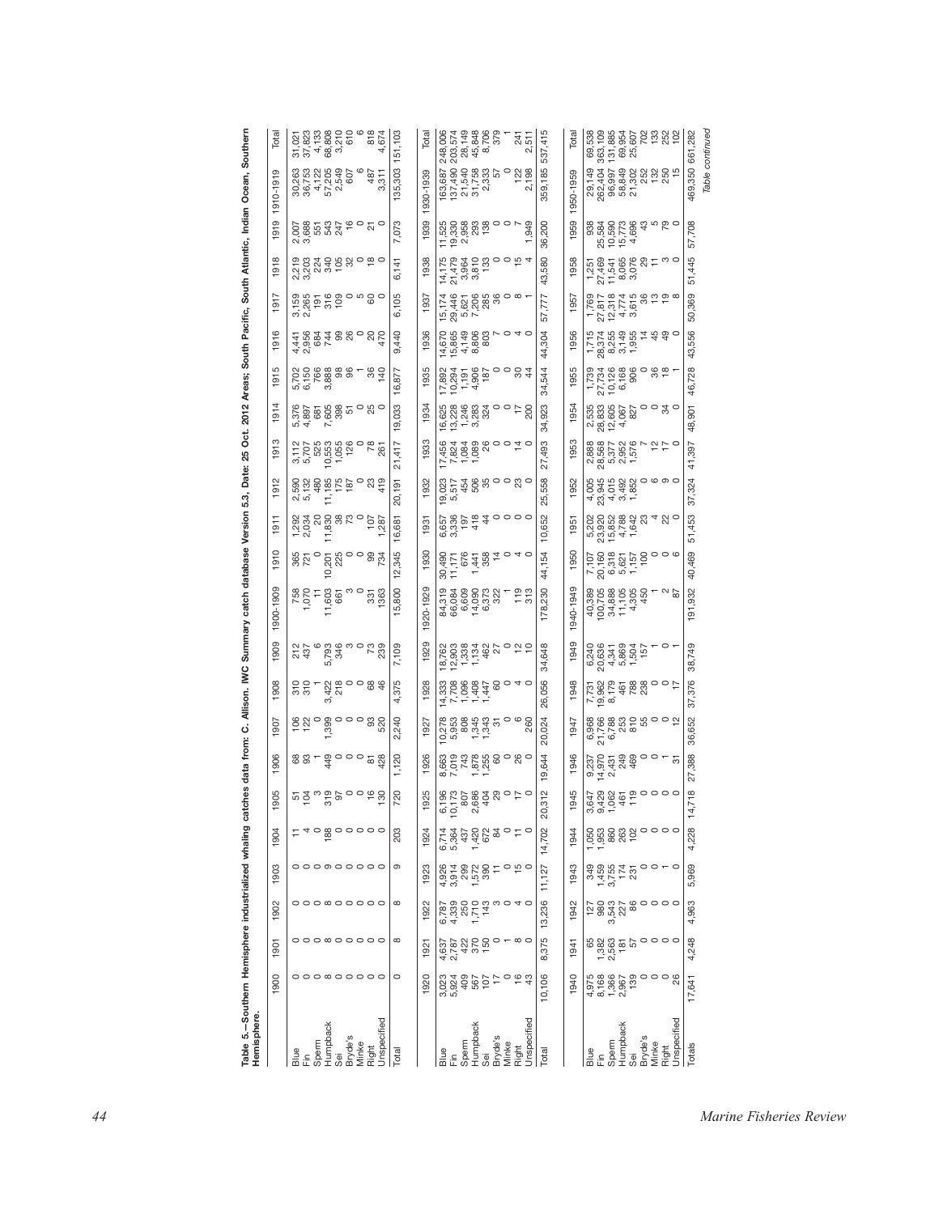**Table 5.—Southern Hemisphere industrialized whaling catches data from: C. Allison. IWC Summary catch database Version 5.3, Date: 25 Oct. 2012 Areas; South Pacific, South Atlantic, Indian Ocean, Southern Hemisphere.**

| | 1900 | 1901 | 1902 | 1903 | 1904 | 1905 | 1906 | 1907 | 1908 | 1909 | 1900-1909 | 1910 | 1911 | 1912 | 1913 | 1914 | 1915 | 1916 | 1917 | 1918 | 1919 | 1910-1919 | Total |
|---|---|---|---|---|---|---|---|---|---|---|---|---|---|---|---|---|---|---|---|---|---|---|---|
| Blue | 0 | 0 | 0 | 0 | 11 | 51 | 68 | 106 | 310 | 212 | 758 | 365 | 1,292 | 2,590 | 3,112 | 5,376 | 5,702 | 4,441 | 3,159 | 2,219 | 2,007 | 30,263 | 31,021 |
| Fin | 0 | 0 | 0 | 0 | 4 | 104 | 93 | 122 | 310 | 437 | 1,070 | 721 | 2,034 | 5,132 | 5,707 | 4,897 | 6,150 | 2,956 | 2,265 | 3,203 | 3,688 | 36,753 | 37,823 |
| Sperm | 0 | 0 | 0 | 0 | 0 | 3 | 1 | 0 | 1 | 6 | 11 | 0 | 20 | 480 | 525 | 681 | 766 | 684 | 191 | 224 | 551 | 4,122 | 4,133 |
| Humpback | 0 | 8 | 8 | 9 | 188 | 319 | 449 | 1,399 | 3,422 | 5,793 | 11,603 | 10,201 | 11,830 | 11,185 | 10,553 | 7,605 | 3,888 | 744 | 316 | 340 | 543 | 57,205 | 68,808 |
| Sei | 0 | 0 | 0 | 0 | 0 | 97 | 0 | 0 | 218 | 346 | 661 | 225 | 38 | 175 | 1,055 | 398 | 98 | 99 | 109 | 105 | 247 | 2,549 | 3,210 |
| Bryde's | 0 | 0 | 0 | 0 | 0 | 0 | 0 | 0 | 0 | 3 | 3 | 0 | 73 | 187 | 126 | 51 | 96 | 26 | 0 | 32 | 16 | 607 | 610 |
| Minke | 0 | 0 | 0 | 0 | 0 | 0 | 0 | 0 | 0 | 0 | 0 | 0 | 0 | 0 | 0 | 0 | 1 | 0 | 5 | 0 | 0 | 6 | 6 |
| Right | 0 | 0 | 0 | 0 | 0 | 16 | 81 | 93 | 68 | 73 | 331 | 99 | 107 | 23 | 78 | 25 | 36 | 20 | 60 | 18 | 21 | 487 | 818 |
| Unspecified | 0 | 0 | 0 | 0 | 0 | 130 | 428 | 520 | 46 | 239 | 1363 | 734 | 1,287 | 419 | 261 | 0 | 140 | 470 | 0 | 0 | 0 | 3,311 | 4,674 |
| Total | 0 | 8 | 8 | 9 | 203 | 720 | 1,120 | 2,240 | 4,375 | 7,109 | 15,800 | 12,345 | 16,681 | 20,191 | 21,417 | 19,033 | 16,877 | 9,440 | 6,105 | 6,141 | 7,073 | 135,303 | 151,103 |

| | 1920 | 1921 | 1922 | 1923 | 1924 | 1925 | 1926 | 1927 | 1928 | 1929 | 1920-1929 | 1930 | 1931 | 1932 | 1933 | 1934 | 1935 | 1936 | 1937 | 1938 | 1939 | 1930-1939 | Total |
|---|---|---|---|---|---|---|---|---|---|---|---|---|---|---|---|---|---|---|---|---|---|---|---|
| Blue | 3,023 | 4,637 | 6,787 | 4,926 | 6,714 | 6,196 | 8,663 | 10,278 | 14,333 | 18,762 | 84,319 | 30,490 | 6,657 | 19,023 | 17,456 | 16,625 | 17,892 | 14,670 | 15,174 | 14,175 | 11,525 | 163,687 | 248,006 |
| Fin | 5,924 | 2,787 | 4,339 | 3,914 | 5,364 | 10,173 | 7,019 | 5,953 | 7,708 | 12,903 | 66,084 | 11,171 | 3,336 | 5,517 | 7,824 | 13,228 | 10,294 | 15,865 | 29,446 | 21,479 | 19,330 | 137,490 | 203,574 |
| Sperm | 409 | 422 | 250 | 299 | 437 | 807 | 744 | 808 | 1,066 | 1,338 | 6,609 | 676 | 197 | 477 | 1,084 | 1,246 | 1,191 | 4,154 | 5,621 | 3,964 | 2,938 | 21,540 | 28,149 |
| Humpback | 567 | 370 | 1,710 | 1,572 | 1,420 | 2,686 | 1,878 | 1,345 | 1,408 | 1,134 | 14,090 | 1,441 | 418 | 506 | 1,089 | 3,283 | 4,906 | 8,806 | 7,206 | 3,810 | 293 | 31,758 | 45,848 |
| Sei | 107 | 150 | 143 | 390 | 672 | 404 | 1,255 | 1,343 | 1,447 | 462 | 6,373 | 358 | 44 | 35 | 26 | 324 | 187 | 803 | 285 | 133 | 138 | 2,333 | 8,706 |
| Bryde's | 17 | 0 | 3 | 11 | 84 | 29 | 60 | 31 | 60 | 27 | 322 | 14 | 0 | 0 | 0 | 0 | 0 | 7 | 36 | 0 | 0 | 57 | 379 |
| Minke | 0 | 1 | 0 | 0 | 0 | 0 | 0 | 0 | 0 | 0 | 1 | 0 | 0 | 0 | 0 | 0 | 0 | 0 | 0 | 0 | 0 | 0 | 1 |
| Right | 16 | 8 | 4 | 15 | 11 | 17 | 26 | 6 | 4 | 12 | 119 | 4 | 0 | 23 | 14 | 17 | 30 | 4 | 8 | 15 | 7 | 122 | 241 |
| Unspecified | 43 | 0 | 0 | 0 | 0 | 0 | 0 | 260 | 0 | 10 | 313 | 0 | 0 | 0 | 0 | 200 | 44 | 0 | 1 | 4 | 1,949 | 2,198 | 2,511 |
| Total | 10,106 | 8,375 | 13,236 | 11,127 | 14,702 | 20,312 | 19,644 | 20,024 | 26,056 | 34,648 | 178,230 | 44,154 | 10,652 | 25,558 | 27,493 | 34,923 | 34,544 | 44,304 | 57,777 | 43,580 | 36,200 | 359,185 | 537,415 |

| | 1940 | 1941 | 1942 | 1943 | 1944 | 1945 | 1946 | 1947 | 1948 | 1949 | 1940-1949 | 1950 | 1951 | 1952 | 1953 | 1954 | 1955 | 1956 | 1957 | 1958 | 1959 | 1950-1959 | Total |
|---|---|---|---|---|---|---|---|---|---|---|---|---|---|---|---|---|---|---|---|---|---|---|---|
| Blue | 4,975 | 65 | 127 | 349 | 1,050 | 3,647 | 9,237 | 6,968 | 7,731 | 6,240 | 40,389 | 7,107 | 5,202 | 4,005 | 2,888 | 2,535 | 1,739 | 1,715 | 1,769 | 1,251 | 938 | 29,149 | 69,538 |
| Fin | 8,168 | 1,382 | 980 | 1,459 | 1,953 | 9,429 | 14,970 | 21,766 | 19,962 | 20,636 | 100,705 | 20,160 | 23,920 | 23,945 | 28,584 | 28,833 | 27,734 | 28,374 | 27,817 | 27,469 | 25,584 | 262,404 | 363,109 |
| Sperm | 1,366 | 2,563 | 3,543 | 3,755 | 860 | 1,062 | 2,431 | 6,788 | 8,179 | 4,341 | 34,888 | 6,318 | 15,852 | 4,015 | 5,377 | 12,605 | 10,126 | 8,255 | 12,318 | 11,541 | 10,590 | 96,997 | 131,885 |
| Humpback | 2,967 | 181 | 227 | 174 | 263 | 461 | 249 | 253 | 461 | 5,869 | 11,105 | 5,621 | 4,788 | 3,492 | 2,952 | 4,067 | 6,168 | 3,149 | 4,774 | 8,065 | 15,773 | 58,849 | 69,954 |
| Sei | 139 | 57 | 86 | 231 | 102 | 119 | 469 | 810 | 788 | 1,504 | 4,305 | 1,157 | 1,642 | 1,852 | 1,576 | 827 | 906 | 1,955 | 3,615 | 3,076 | 4,696 | 21,302 | 25,607 |
| Bryde's | 0 | 0 | 0 | 0 | 0 | 0 | 0 | 55 | 238 | 157 | 450 | 100 | 23 | 0 | 7 | 0 | 0 | 14 | 36 | 29 | 43 | 252 | 702 |
| Minke | 0 | 0 | 0 | 0 | 0 | 0 | 0 | 0 | 0 | 1 | 1 | 0 | 4 | 6 | 12 | 0 | 36 | 45 | 13 | 11 | 5 | 132 | 133 |
| Right | 0 | 0 | 0 | 1 | 0 | 0 | 1 | 0 | 0 | 0 | 2 | 0 | 22 | 9 | 17 | 34 | 18 | 49 | 19 | 3 | 79 | 250 | 252 |
| Unspecified | 26 | 0 | 0 | 0 | 0 | 0 | 31 | 12 | 17 | 1 | 87 | 6 | 0 | 0 | 0 | 0 | 1 | 0 | 8 | 0 | 0 | 15 | 102 |
| Totals | 17,641 | 4,248 | 4,963 | 5,969 | 4,228 | 14,718 | 27,388 | 36,652 | 37,376 | 38,749 | 191,932 | 40,469 | 51,453 | 37,324 | 41,397 | 48,901 | 46,728 | 43,556 | 50,369 | 51,445 | 57,708 | 469,350 | 661,282 |

*Table continued*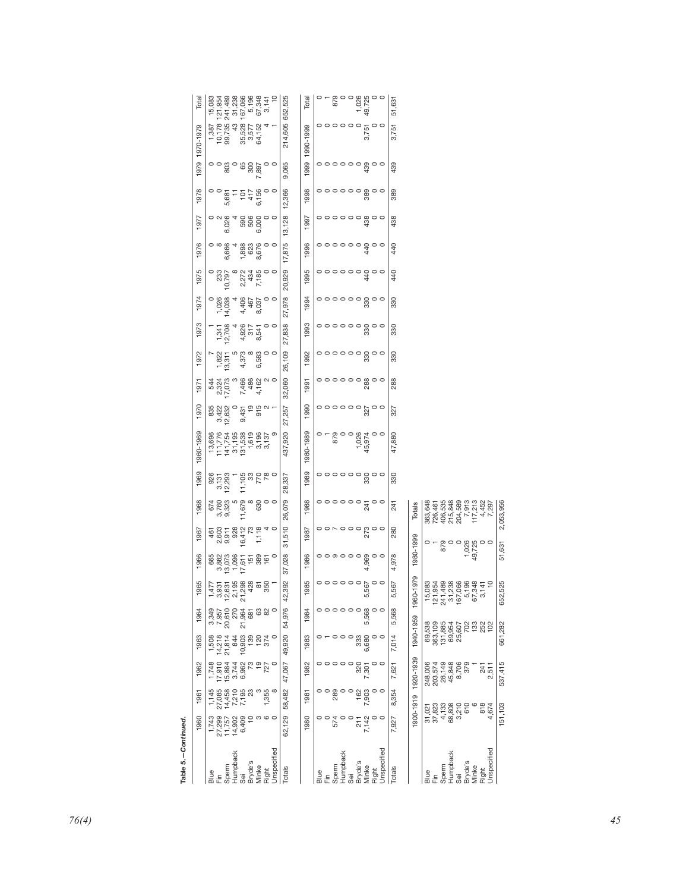**Table 5.—Continued.**

| | 1960 | 1961 | 1962 | 1963 | 1964 | 1965 | 1966 | 1967 | 1968 | 1969 | 1960-1969 | 1970 | 1971 | 1972 | 1973 | 1974 | 1975 | 1976 | 1977 | 1978 | 1979 | 1970-1979 | Total |
|---|---|---|---|---|---|---|---|---|---|---|---|---|---|---|---|---|---|---|---|---|---|---|---|
| Blue | 1,743 | 1,145 | 1,748 | 1,508 | 3,349 | 1,477 | 665 | 461 | 674 | 926 | 13,696 | 835 | 544 | 7 | 1 | 0 | 0 | 0 | 0 | 0 | 0 | 1,387 | 15,083 |
| Fin | 27,299 | 27,085 | 17,910 | 14,218 | 7,957 | 3,931 | 3,882 | 2,603 | 3,760 | 3,131 | 111,776 | 3,422 | 2,324 | 1,822 | 1,341 | 1,026 | 233 | 8 | 2 | 0 | 0 | 10,178 | 121,954 |
| Sperm | 11,757 | 14,458 | 15,884 | 21,814 | 20,610 | 12,631 | 13,073 | 9,911 | 9,323 | 12,293 | 141,754 | 12,632 | 17,073 | 13,311 | 12,708 | 14,038 | 10,797 | 6,666 | 6,026 | 5,681 | 803 | 99,735 | 241,489 |
| Humpback | 14,902 | 7,210 | 3,744 | 844 | 270 | 2,195 | 1,096 | 928 | 5 | 1 | 31,195 | 0 | 3 | 5 | 4 | 4 | 8 | 4 | 4 | 11 | 0 | 43 | 31,238 |
| Sei | 6,409 | 7,195 | 6,962 | 10,903 | 21,964 | 21,298 | 17,611 | 16,412 | 11,679 | 11,105 | 131,538 | 9,431 | 7,466 | 4,373 | 4,926 | 4,406 | 2,272 | 1,898 | 590 | 101 | 65 | 35,528 | 167,066 |
| Bryde's | 10 | 23 | 73 | 139 | 681 | 428 | 151 | 73 | 8 | 33 | 1,619 | 19 | 486 | 8 | 317 | 467 | 434 | 623 | 506 | 417 | 300 | 3,577 | 5,196 |
| Minke | 3 | 3 | 19 | 120 | 63 | 81 | 389 | 1,118 | 630 | 770 | 3,196 | 915 | 4,162 | 6,583 | 8,541 | 8,037 | 7,185 | 8,676 | 6,000 | 6,156 | 7,897 | 64,152 | 67,348 |
| Right | 6 | 1,355 | 727 | 374 | 82 | 350 | 161 | 4 | 0 | 78 | 3,137 | 2 | 2 | 0 | 0 | 0 | 0 | 0 | 0 | 0 | 0 | 4 | 3,141 |
| Unspecified | 0 | 8 | 0 | 0 | 0 | 1 | 0 | 0 | 0 | 0 | 9 | 1 | 0 | 0 | 0 | 0 | 0 | 0 | 0 | 0 | 0 | 1 | 10 |
| Totals | 62,129 | 58,482 | 47,067 | 49,920 | 54,976 | 42,392 | 37,028 | 31,510 | 26,079 | 28,337 | 437,920 | 27,257 | 32,060 | 26,109 | 27,838 | 27,978 | 20,929 | 17,875 | 13,128 | 12,366 | 9,065 | 214,605 | 652,525 |

| | 1980 | 1981 | 1982 | 1983 | 1984 | 1985 | 1986 | 1987 | 1988 | 1989 | 1980-1989 | 1990 | 1991 | 1992 | 1993 | 1994 | 1995 | 1996 | 1997 | 1998 | 1999 | 1990-1999 | Total |
|---|---|---|---|---|---|---|---|---|---|---|---|---|---|---|---|---|---|---|---|---|---|---|---|
| Blue | 0 | 0 | 0 | 0 | 0 | 0 | 0 | 0 | 0 | 0 | 0 | 0 | 0 | 0 | 0 | 0 | 0 | 0 | 0 | 0 | 0 | 0 | 0 |
| Fin | 0 | 0 | 0 | 1 | 0 | 0 | 0 | 0 | 0 | 0 | 1 | 0 | 0 | 0 | 0 | 0 | 0 | 0 | 0 | 0 | 0 | 0 | 1 |
| Sperm | 574 | 289 | 0 | 0 | 0 | 0 | 9 | 7 | 0 | 0 | 879 | 0 | 0 | 0 | 0 | 0 | 0 | 0 | 0 | 0 | 0 | 0 | 879 |
| Humpback | 0 | 0 | 0 | 0 | 0 | 0 | 0 | 0 | 0 | 0 | 0 | 0 | 0 | 0 | 0 | 0 | 0 | 0 | 0 | 0 | 0 | 0 | 0 |
| Sei | 0 | 0 | 0 | 0 | 0 | 0 | 0 | 0 | 0 | 0 | 0 | 0 | 0 | 0 | 0 | 0 | 0 | 0 | 0 | 0 | 0 | 0 | 0 |
| Bryde's | 211 | 162 | 320 | 333 | 0 | 0 | 0 | 0 | 0 | 0 | 1,026 | 0 | 0 | 0 | 0 | 0 | 0 | 0 | 0 | 0 | 0 | 0 | 1,026 |
| Minke | 7,142 | 7,903 | 7,301 | 6,680 | 5,568 | 5,567 | 4,969 | 273 | 241 | 330 | 45,974 | 327 | 288 | 330 | 330 | 330 | 440 | 440 | 438 | 389 | 439 | 3,751 | 49,725 |
| Right | 0 | 0 | 0 | 0 | 0 | 0 | 0 | 0 | 0 | 0 | 0 | 0 | 0 | 0 | 0 | 0 | 0 | 0 | 0 | 0 | 0 | 0 | 0 |
| Unspecified | 0 | 0 | 0 | 0 | 0 | 0 | 0 | 0 | 0 | 0 | 0 | 0 | 0 | 0 | 0 | 0 | 0 | 0 | 0 | 0 | 0 | 0 | 0 |
| Totals | 7,927 | 8,354 | 7,621 | 7,014 | 5,568 | 5,567 | 4,978 | 280 | 241 | 330 | 47,880 | 327 | 288 | 330 | 330 | 330 | 440 | 440 | 438 | 389 | 439 | 3,751 | 51,631 |

| | 1900-1919 | 1920-1939 | 1940-1959 | 1960-1979 | 1980-1999 | Totals |
|---|---|---|---|---|---|---|
| Blue | 31,021 | 248,006 | 69,538 | 15,083 | 0 | 363,648 |
| Fin | 37,823 | 203,574 | 363,109 | 121,954 | 1 | 726,461 |
| Sperm | 4,133 | 28,149 | 131,885 | 241,489 | 879 | 406,535 |
| Humpback | 68,808 | 45,848 | 69,954 | 31,238 | 0 | 215,848 |
| Sei | 3,210 | 8,706 | 25,607 | 167,066 | 0 | 204,589 |
| Bryde's | 610 | 379 | 702 | 5,196 | 1,026 | 7,913 |
| Minke | 6 | 1 | 133 | 67,348 | 49,725 | 117,213 |
| Right | 818 | 241 | 252 | 3,141 | 0 | 4,452 |
| Unspecified | 4,674 | 2,511 | 102 | 10 | 0 | 7,297 |
| Totals | 151,103 | 537,415 | 661,282 | 652,525 | 51,631 | 2,053,956 |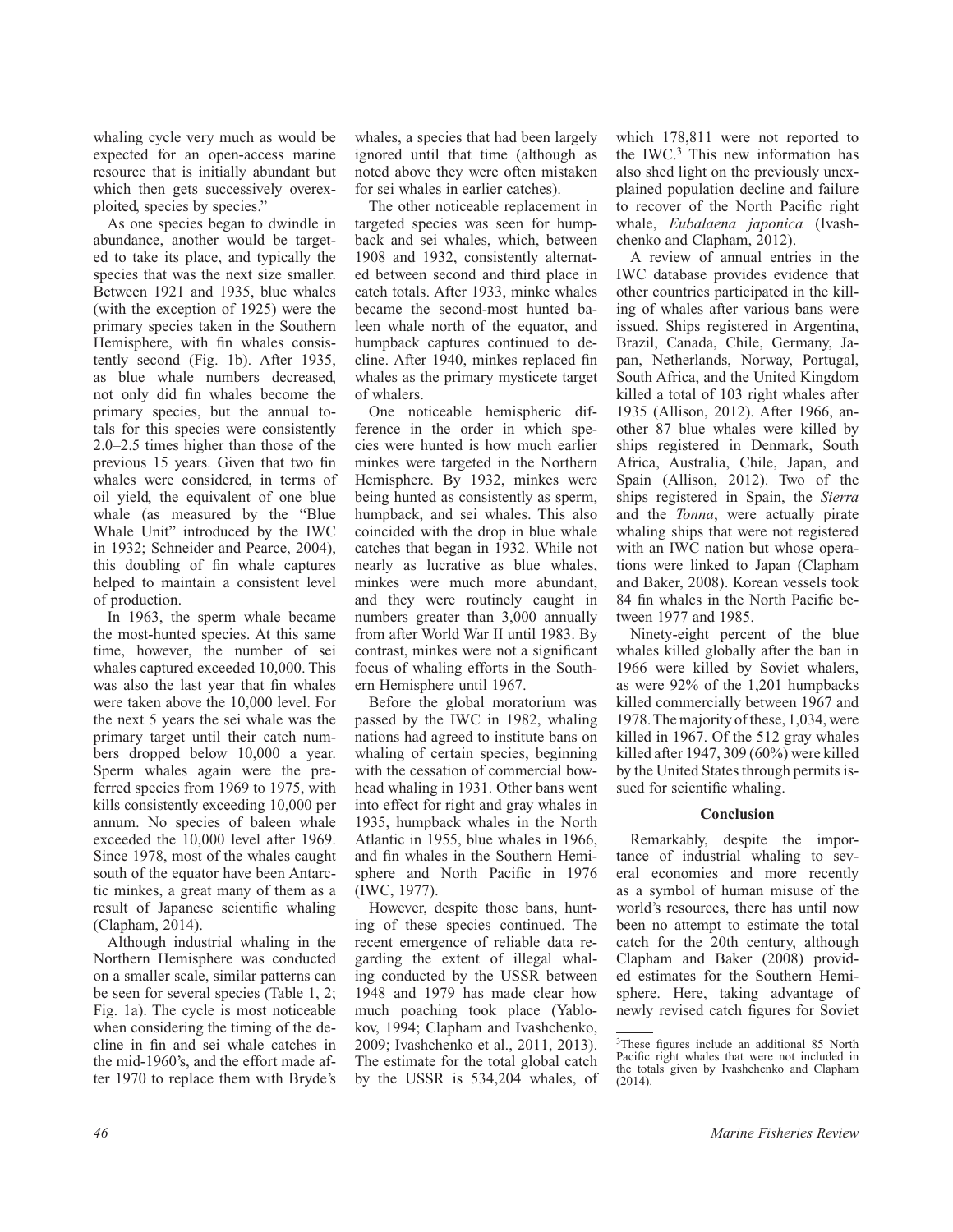whaling cycle very much as would be expected for an open-access marine resource that is initially abundant but which then gets successively overexploited, species by species."

As one species began to dwindle in abundance, another would be targeted to take its place, and typically the species that was the next size smaller. Between 1921 and 1935, blue whales (with the exception of 1925) were the primary species taken in the Southern Hemisphere, with fin whales consistently second (Fig. 1b). After 1935, as blue whale numbers decreased, not only did fin whales become the primary species, but the annual totals for this species were consistently 2.0–2.5 times higher than those of the previous 15 years. Given that two fin whales were considered, in terms of oil yield, the equivalent of one blue whale (as measured by the "Blue Whale Unit" introduced by the IWC in 1932; Schneider and Pearce, 2004), this doubling of fin whale captures helped to maintain a consistent level of production.

In 1963, the sperm whale became the most-hunted species. At this same time, however, the number of sei whales captured exceeded 10,000. This was also the last year that fin whales were taken above the 10,000 level. For the next 5 years the sei whale was the primary target until their catch numbers dropped below 10,000 a year. Sperm whales again were the preferred species from 1969 to 1975, with kills consistently exceeding 10,000 per annum. No species of baleen whale exceeded the 10,000 level after 1969. Since 1978, most of the whales caught south of the equator have been Antarctic minkes, a great many of them as a result of Japanese scientific whaling (Clapham, 2014).

Although industrial whaling in the Northern Hemisphere was conducted on a smaller scale, similar patterns can be seen for several species (Table 1, 2; Fig. 1a). The cycle is most noticeable when considering the timing of the decline in fin and sei whale catches in the mid-1960's, and the effort made after 1970 to replace them with Bryde's whales, a species that had been largely ignored until that time (although as noted above they were often mistaken for sei whales in earlier catches).

The other noticeable replacement in targeted species was seen for humpback and sei whales, which, between 1908 and 1932, consistently alternated between second and third place in catch totals. After 1933, minke whales became the second-most hunted baleen whale north of the equator, and humpback captures continued to decline. After 1940, minkes replaced fin whales as the primary mysticete target of whalers.

One noticeable hemispheric difference in the order in which species were hunted is how much earlier minkes were targeted in the Northern Hemisphere. By 1932, minkes were being hunted as consistently as sperm, humpback, and sei whales. This also coincided with the drop in blue whale catches that began in 1932. While not nearly as lucrative as blue whales, minkes were much more abundant, and they were routinely caught in numbers greater than 3,000 annually from after World War II until 1983. By contrast, minkes were not a significant focus of whaling efforts in the Southern Hemisphere until 1967.

Before the global moratorium was passed by the IWC in 1982, whaling nations had agreed to institute bans on whaling of certain species, beginning with the cessation of commercial bowhead whaling in 1931. Other bans went into effect for right and gray whales in 1935, humpback whales in the North Atlantic in 1955, blue whales in 1966, and fin whales in the Southern Hemisphere and North Pacific in 1976 (IWC, 1977).

However, despite those bans, hunting of these species continued. The recent emergence of reliable data regarding the extent of illegal whaling conducted by the USSR between 1948 and 1979 has made clear how much poaching took place (Yablokov, 1994; Clapham and Ivashchenko, 2009; Ivashchenko et al., 2011, 2013). The estimate for the total global catch by the USSR is 534,204 whales, of which 178,811 were not reported to the IWC.[3] This new information has also shed light on the previously unexplained population decline and failure to recover of the North Pacific right whale, *Eubalaena japonica* (Ivashchenko and Clapham, 2012).

A review of annual entries in the IWC database provides evidence that other countries participated in the killing of whales after various bans were issued. Ships registered in Argentina, Brazil, Canada, Chile, Germany, Japan, Netherlands, Norway, Portugal, South Africa, and the United Kingdom killed a total of 103 right whales after 1935 (Allison, 2012). After 1966, another 87 blue whales were killed by ships registered in Denmark, South Africa, Australia, Chile, Japan, and Spain (Allison, 2012). Two of the ships registered in Spain, the *Sierra* and the *Tonna*, were actually pirate whaling ships that were not registered with an IWC nation but whose operations were linked to Japan (Clapham and Baker, 2008). Korean vessels took 84 fin whales in the North Pacific between 1977 and 1985.

Ninety-eight percent of the blue whales killed globally after the ban in 1966 were killed by Soviet whalers, as were 92% of the 1,201 humpbacks killed commercially between 1967 and 1978. The majority of these, 1,034, were killed in 1967. Of the 512 gray whales killed after 1947, 309 (60%) were killed by the United States through permits issued for scientific whaling.

## Conclusion

Remarkably, despite the importance of industrial whaling to several economies and more recently as a symbol of human misuse of the world's resources, there has until now been no attempt to estimate the total catch for the 20th century, although Clapham and Baker (2008) provided estimates for the Southern Hemisphere. Here, taking advantage of newly revised catch figures for Soviet

[3]These figures include an additional 85 North Pacific right whales that were not included in the totals given by Ivashchenko and Clapham (2014).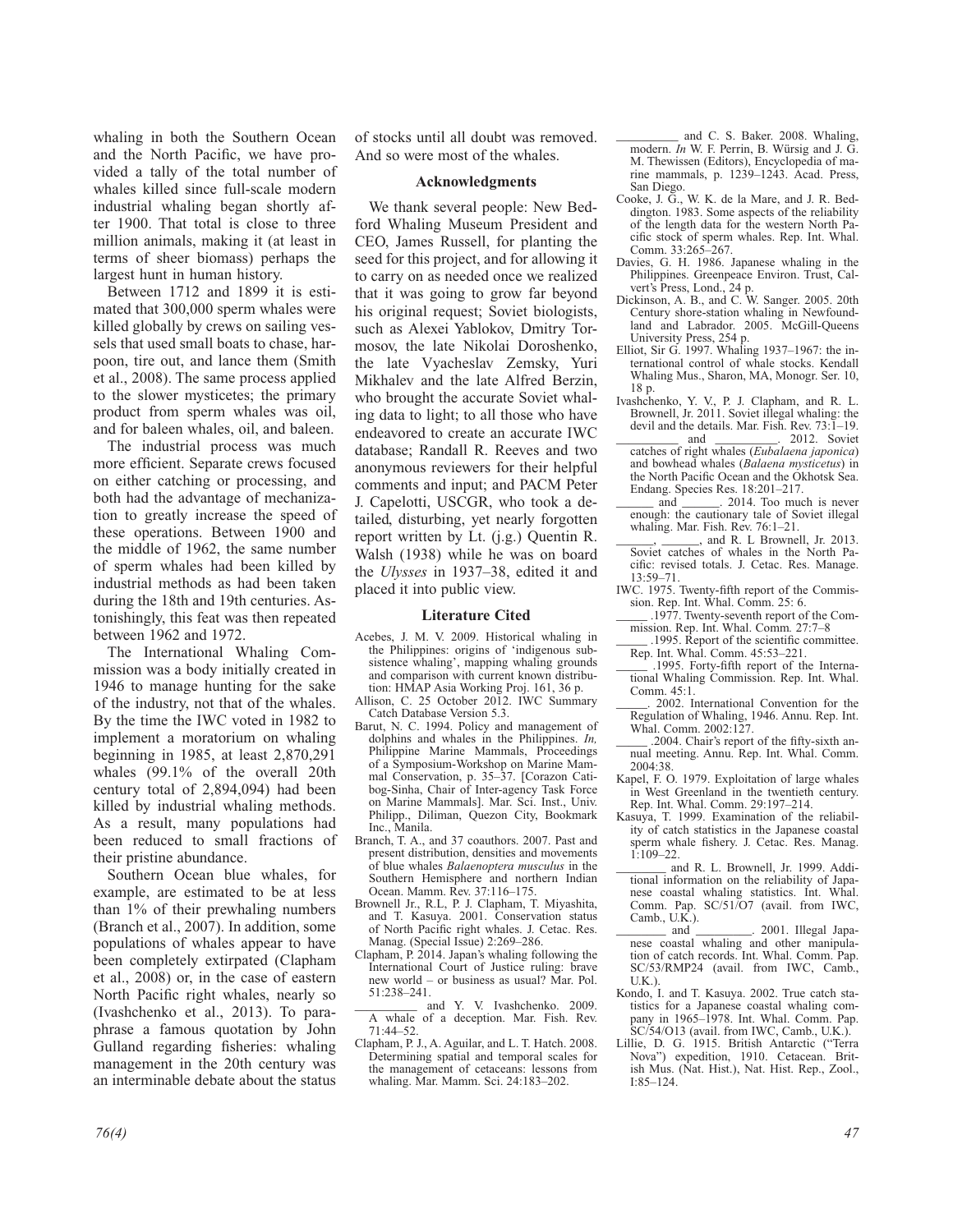whaling in both the Southern Ocean and the North Pacific, we have provided a tally of the total number of whales killed since full-scale modern industrial whaling began shortly after 1900. That total is close to three million animals, making it (at least in terms of sheer biomass) perhaps the largest hunt in human history.

Between 1712 and 1899 it is estimated that 300,000 sperm whales were killed globally by crews on sailing vessels that used small boats to chase, harpoon, tire out, and lance them (Smith et al., 2008). The same process applied to the slower mysticetes; the primary product from sperm whales was oil, and for baleen whales, oil, and baleen.

The industrial process was much more efficient. Separate crews focused on either catching or processing, and both had the advantage of mechanization to greatly increase the speed of these operations. Between 1900 and the middle of 1962, the same number of sperm whales had been killed by industrial methods as had been taken during the 18th and 19th centuries. Astonishingly, this feat was then repeated between 1962 and 1972.

The International Whaling Commission was a body initially created in 1946 to manage hunting for the sake of the industry, not that of the whales. By the time the IWC voted in 1982 to implement a moratorium on whaling beginning in 1985, at least 2,870,291 whales (99.1% of the overall 20th century total of 2,894,094) had been killed by industrial whaling methods. As a result, many populations had been reduced to small fractions of their pristine abundance.

Southern Ocean blue whales, for example, are estimated to be at less than 1% of their prewhaling numbers (Branch et al., 2007). In addition, some populations of whales appear to have been completely extirpated (Clapham et al., 2008) or, in the case of eastern North Pacific right whales, nearly so (Ivashchenko et al., 2013). To paraphrase a famous quotation by John Gulland regarding fisheries: whaling management in the 20th century was an interminable debate about the status of stocks until all doubt was removed. And so were most of the whales.

## Acknowledgments

We thank several people: New Bedford Whaling Museum President and CEO, James Russell, for planting the seed for this project, and for allowing it to carry on as needed once we realized that it was going to grow far beyond his original request; Soviet biologists, such as Alexei Yablokov, Dmitry Tormosov, the late Nikolai Doroshenko, the late Vyacheslav Zemsky, Yuri Mikhalev and the late Alfred Berzin, who brought the accurate Soviet whaling data to light; to all those who have endeavored to create an accurate IWC database; Randall R. Reeves and two anonymous reviewers for their helpful comments and input; and PACM Peter J. Capelotti, USCGR, who took a detailed, disturbing, yet nearly forgotten report written by Lt. (j.g.) Quentin R. Walsh (1938) while he was on board the *Ulysses* in 1937–38, edited it and placed it into public view.

## Literature Cited

Acebes, J. M. V. 2009. Historical whaling in the Philippines: origins of 'indigenous subsistence whaling', mapping whaling grounds and comparison with current known distribution: HMAP Asia Working Proj. 161, 36 p.

Allison, C. 25 October 2012. IWC Summary Catch Database Version 5.3.

Barut, N. C. 1994. Policy and management of dolphins and whales in the Philippines. *In,* Philippine Marine Mammals, Proceedings of a Symposium-Workshop on Marine Mammal Conservation, p. 35–37. [Corazon Catibog-Sinha, Chair of Inter-agency Task Force on Marine Mammals]. Mar. Sci. Inst., Univ. Philipp., Diliman, Quezon City, Bookmark Inc., Manila.

Branch, T. A., and 37 coauthors. 2007. Past and present distribution, densities and movements of blue whales *Balaenoptera musculus* in the Southern Hemisphere and northern Indian Ocean. Mamm. Rev. 37:116–175.

Brownell Jr., R.L, P. J. Clapham, T. Miyashita, and T. Kasuya. 2001. Conservation status of North Pacific right whales. J. Cetac. Res. Manag. (Special Issue) 2:269–286.

Clapham, P. 2014. Japan's whaling following the International Court of Justice ruling: brave new world – or business as usual? Mar. Pol. 51:238–241.

__________ and Y. V. Ivashchenko. 2009. A whale of a deception. Mar. Fish. Rev. 71:44–52.

Clapham, P. J., A. Aguilar, and L. T. Hatch. 2008. Determining spatial and temporal scales for the management of cetaceans: lessons from whaling. Mar. Mamm. Sci. 24:183–202.

__________ and C. S. Baker. 2008. Whaling, modern. *In* W. F. Perrin, B. Würsig and J. G. M. Thewissen (Editors), Encyclopedia of marine mammals, p. 1239–1243. Acad. Press, San Diego.

Cooke, J. G., W. K. de la Mare, and J. R. Beddington. 1983. Some aspects of the reliability of the length data for the western North Pacific stock of sperm whales. Rep. Int. Whal. Comm. 33:265–267.

Davies, G. H. 1986. Japanese whaling in the Philippines. Greenpeace Environ. Trust, Calvert's Press, Lond., 24 p.

Dickinson, A. B., and C. W. Sanger. 2005. 20th Century shore-station whaling in Newfoundland and Labrador. 2005. McGill-Queens University Press, 254 p.

Elliot, Sir G. 1997. Whaling 1937–1967: the international control of whale stocks. Kendall Whaling Mus., Sharon, MA, Monogr. Ser. 10, 18 p.

Ivashchenko, Y. V., P. J. Clapham, and R. L. Brownell, Jr. 2011. Soviet illegal whaling: the devil and the details. Mar. Fish. Rev. 73:1–19.

__________ and __________. 2012. Soviet catches of right whales (*Eubalaena japonica*) and bowhead whales (*Balaena mysticetus*) in the North Pacific Ocean and the Okhotsk Sea. Endang. Species Res. 18:201–217.

______ and ______. 2014. Too much is never enough: the cautionary tale of Soviet illegal whaling. Mar. Fish. Rev. 76:1–21.

______, ______, and R. L Brownell, Jr. 2013. Soviet catches of whales in the North Pacific: revised totals. J. Cetac. Res. Manage. 13:59–71.

IWC. 1975. Twenty-fifth report of the Commission. Rep. Int. Whal. Comm. 25: 6.

_____ .1977. Twenty-seventh report of the Commission. Rep. Int. Whal. Comm. 27:7–8

_____ .1995. Report of the scientific committee. Rep. Int. Whal. Comm. 45:53–221.

_____ .1995. Forty-fifth report of the International Whaling Commission. Rep. Int. Whal. Comm. 45:1.

_____. 2002. International Convention for the Regulation of Whaling, 1946. Annu. Rep. Int. Whal. Comm. 2002:127.

_____ .2004. Chair's report of the fifty-sixth annual meeting. Annu. Rep. Int. Whal. Comm. 2004:38.

Kapel, F. O. 1979. Exploitation of large whales in West Greenland in the twentieth century. Rep. Int. Whal. Comm. 29:197–214.

Kasuya, T. 1999. Examination of the reliability of catch statistics in the Japanese coastal sperm whale fishery. J. Cetac. Res. Manag. 1:109–22.

________ and R. L. Brownell, Jr. 1999. Additional information on the reliability of Japanese coastal whaling statistics. Int. Whal. Comm. Pap. SC/51/O7 (avail. from IWC, Camb., U.K.).

________ and _________. 2001. Illegal Japanese coastal whaling and other manipulation of catch records. Int. Whal. Comm. Pap. SC/53/RMP24 (avail. from IWC, Camb., U.K.).

Kondo, I. and T. Kasuya. 2002. True catch statistics for a Japanese coastal whaling company in 1965–1978. Int. Whal. Comm. Pap. SC/54/O13 (avail. from IWC, Camb., U.K.).

Lillie, D. G. 1915. British Antarctic ("Terra Nova") expedition, 1910. Cetacean. British Mus. (Nat. Hist.), Nat. Hist. Rep., Zool., I:85–124.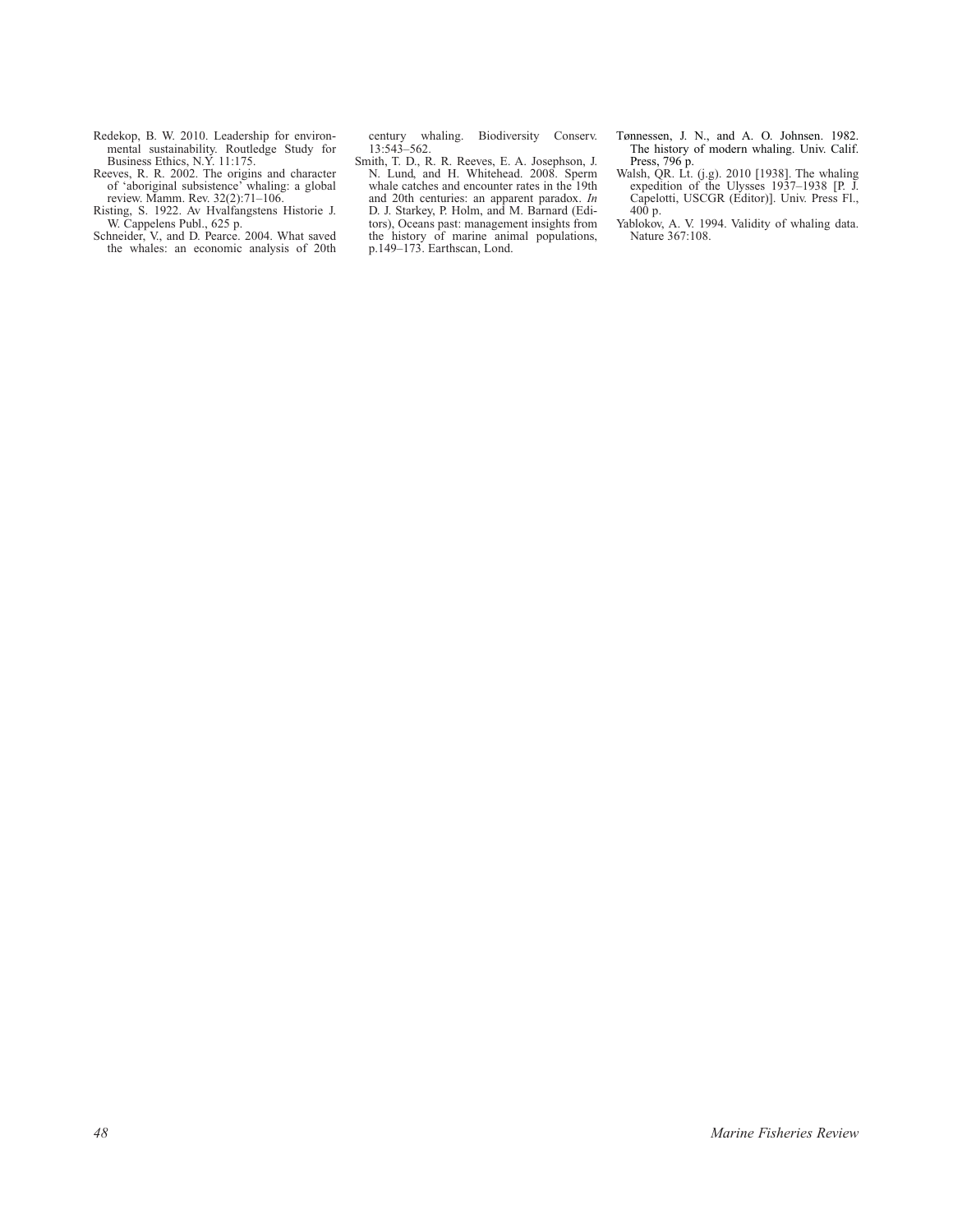Redekop, B. W. 2010. Leadership for environmental sustainability. Routledge Study for Business Ethics, N.Y. 11:175.

Reeves, R. R. 2002. The origins and character of 'aboriginal subsistence' whaling: a global review. Mamm. Rev. 32(2):71–106.

Risting, S. 1922. Av Hvalfangstens Historie J. W. Cappelens Publ., 625 p.

Schneider, V., and D. Pearce. 2004. What saved the whales: an economic analysis of 20th century whaling. Biodiversity Conserv. 13:543–562.

Smith, T. D., R. R. Reeves, E. A. Josephson, J. N. Lund, and H. Whitehead. 2008. Sperm whale catches and encounter rates in the 19th and 20th centuries: an apparent paradox. *In* D. J. Starkey, P. Holm, and M. Barnard (Editors), Oceans past: management insights from the history of marine animal populations, p.149–173. Earthscan, Lond.

Tønnessen, J. N., and A. O. Johnsen. 1982. The history of modern whaling. Univ. Calif. Press, 796 p.

Walsh, QR. Lt. (j.g). 2010 [1938]. The whaling expedition of the Ulysses 1937–1938 [P. J. Capelotti, USCGR (Editor)]. Univ. Press Fl., 400 p.

Yablokov, A. V. 1994. Validity of whaling data. Nature 367:108.